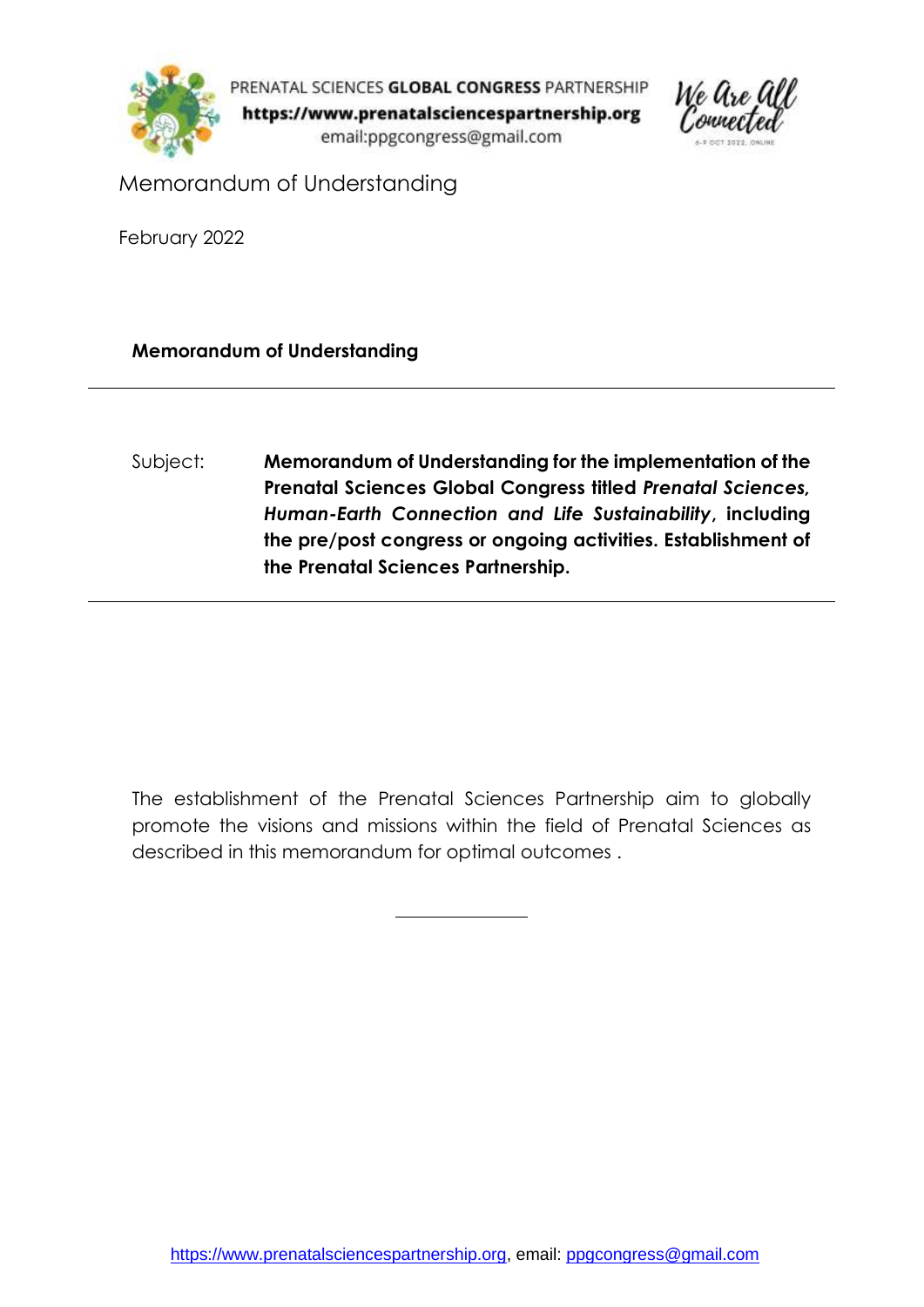PRENATAL SCIENCES **GLOBAL CONGRESS** PARTNERSHIP
**https://www.prenatalsciencespartnership.org**
email:ppgcongress@gmail.com

# Memorandum of Understanding

February 2022

**Memorandum of Understanding**

---

Subject: **Memorandum of Understanding for the implementation of the Prenatal Sciences Global Congress titled *Prenatal Sciences, Human-Earth Connection and Life Sustainability*, including the pre/post congress or ongoing activities. Establishment of the Prenatal Sciences Partnership.**

---

The establishment of the Prenatal Sciences Partnership aim to globally promote the visions and missions within the field of Prenatal Sciences as described in this memorandum for optimal outcomes .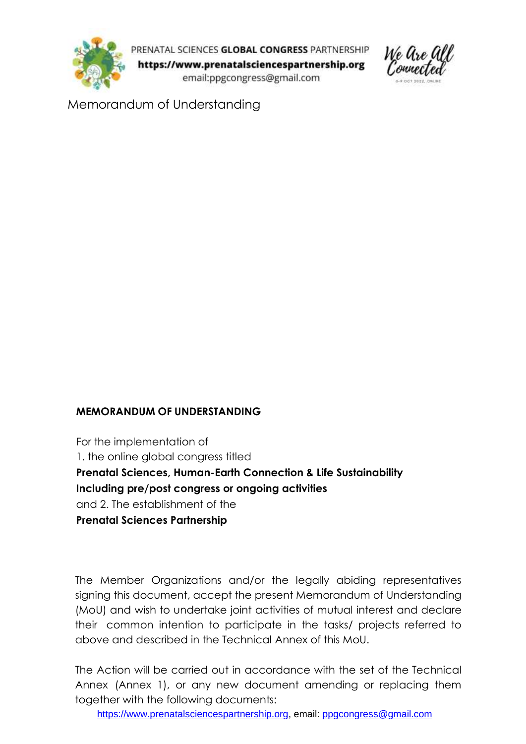Memorandum of Understanding

**MEMORANDUM OF UNDERSTANDING**

For the implementation of
1. the online global congress titled
**Prenatal Sciences, Human-Earth Connection & Life Sustainability**
**Including pre/post congress or ongoing activities**
and 2. The establishment of the
**Prenatal Sciences Partnership**

The Member Organizations and/or the legally abiding representatives signing this document, accept the present Memorandum of Understanding (MoU) and wish to undertake joint activities of mutual interest and declare their common intention to participate in the tasks/ projects referred to above and described in the Technical Annex of this MoU.

The Action will be carried out in accordance with the set of the Technical Annex (Annex 1), or any new document amending or replacing them together with the following documents: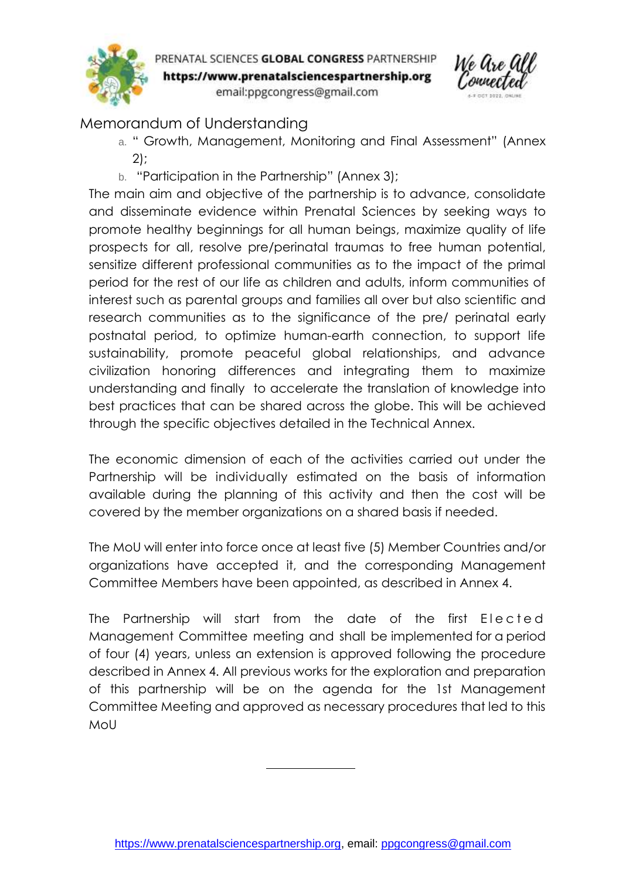Memorandum of Understanding

a. " Growth, Management, Monitoring and Final Assessment" (Annex 2);
b. "Participation in the Partnership" (Annex 3);

The main aim and objective of the partnership is to advance, consolidate and disseminate evidence within Prenatal Sciences by seeking ways to promote healthy beginnings for all human beings, maximize quality of life prospects for all, resolve pre/perinatal traumas to free human potential, sensitize different professional communities as to the impact of the primal period for the rest of our life as children and adults, inform communities of interest such as parental groups and families all over but also scientific and research communities as to the significance of the pre/ perinatal early postnatal period, to optimize human-earth connection, to support life sustainability, promote peaceful global relationships, and advance civilization honoring differences and integrating them to maximize understanding and finally to accelerate the translation of knowledge into best practices that can be shared across the globe. This will be achieved through the specific objectives detailed in the Technical Annex.

The economic dimension of each of the activities carried out under the Partnership will be individually estimated on the basis of information available during the planning of this activity and then the cost will be covered by the member organizations on a shared basis if needed.

The MoU will enter into force once at least five (5) Member Countries and/or organizations have accepted it, and the corresponding Management Committee Members have been appointed, as described in Annex 4.

The Partnership will start from the date of the first Elected Management Committee meeting and shall be implemented for a period of four (4) years, unless an extension is approved following the procedure described in Annex 4. All previous works for the exploration and preparation of this partnership will be on the agenda for the 1st Management Committee Meeting and approved as necessary procedures that led to this MoU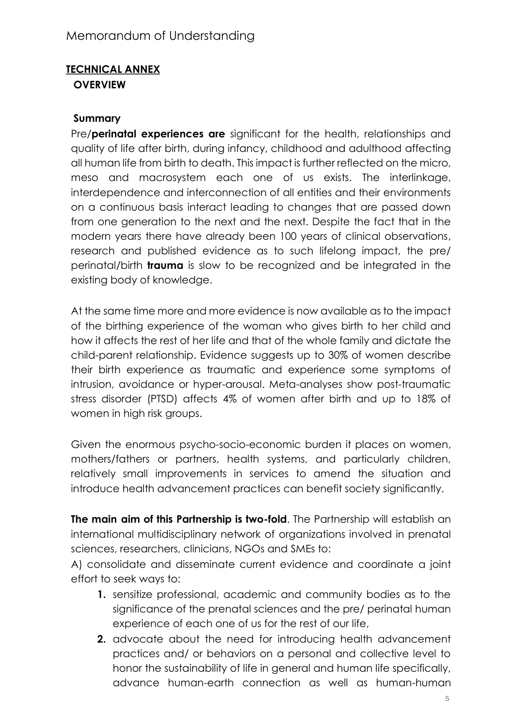## TECHNICAL ANNEX

### OVERVIEW

#### Summary

Pre/**perinatal experiences are** significant for the health, relationships and quality of life after birth, during infancy, childhood and adulthood affecting all human life from birth to death. This impact is further reflected on the micro, meso and macrosystem each one of us exists. The interlinkage, interdependence and interconnection of all entities and their environments on a continuous basis interact leading to changes that are passed down from one generation to the next and the next. Despite the fact that in the modern years there have already been 100 years of clinical observations, research and published evidence as to such lifelong impact, the pre/ perinatal/birth **trauma** is slow to be recognized and be integrated in the existing body of knowledge.

At the same time more and more evidence is now available as to the impact of the birthing experience of the woman who gives birth to her child and how it affects the rest of her life and that of the whole family and dictate the child-parent relationship. Evidence suggests up to 30% of women describe their birth experience as traumatic and experience some symptoms of intrusion, avoidance or hyper-arousal. Meta-analyses show post-traumatic stress disorder (PTSD) affects 4% of women after birth and up to 18% of women in high risk groups.

Given the enormous psycho-socio-economic burden it places on women, mothers/fathers or partners, health systems, and particularly children, relatively small improvements in services to amend the situation and introduce health advancement practices can benefit society significantly.

**The main aim of this Partnership is two-fold**. The Partnership will establish an international multidisciplinary network of organizations involved in prenatal sciences, researchers, clinicians, NGOs and SMEs to:

A) consolidate and disseminate current evidence and coordinate a joint effort to seek ways to:

1. sensitize professional, academic and community bodies as to the significance of the prenatal sciences and the pre/ perinatal human experience of each one of us for the rest of our life,
2. advocate about the need for introducing health advancement practices and/ or behaviors on a personal and collective level to honor the sustainability of life in general and human life specifically, advance human-earth connection as well as human-human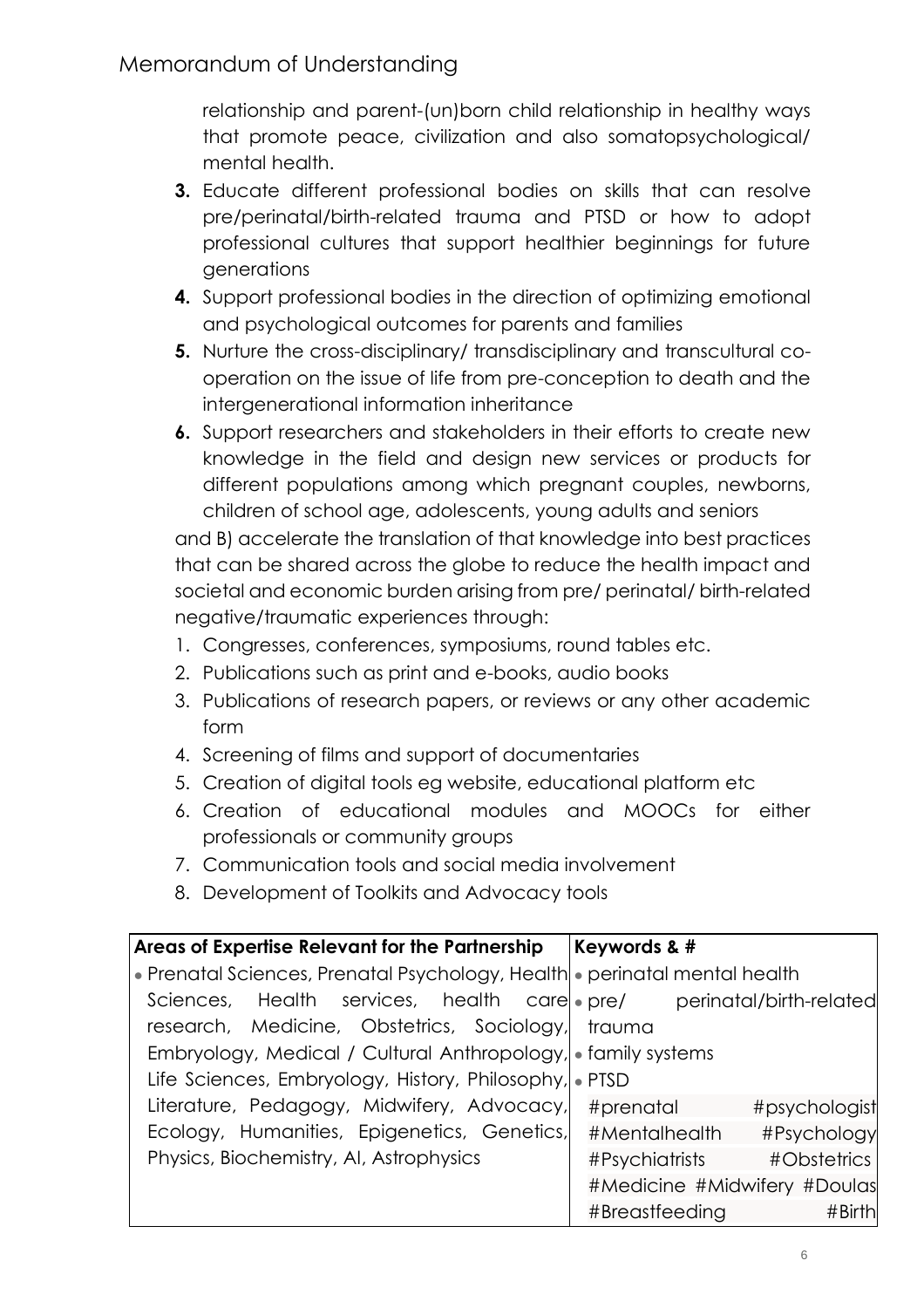relationship and parent-(un)born child relationship in healthy ways that promote peace, civilization and also somatopsychological/ mental health.

3. Educate different professional bodies on skills that can resolve pre/perinatal/birth-related trauma and PTSD or how to adopt professional cultures that support healthier beginnings for future generations
4. Support professional bodies in the direction of optimizing emotional and psychological outcomes for parents and families
5. Nurture the cross-disciplinary/ transdisciplinary and transcultural co-operation on the issue of life from pre-conception to death and the intergenerational information inheritance
6. Support researchers and stakeholders in their efforts to create new knowledge in the field and design new services or products for different populations among which pregnant couples, newborns, children of school age, adolescents, young adults and seniors

and B) accelerate the translation of that knowledge into best practices that can be shared across the globe to reduce the health impact and societal and economic burden arising from pre/ perinatal/ birth-related negative/traumatic experiences through:

1. Congresses, conferences, symposiums, round tables etc.
2. Publications such as print and e-books, audio books
3. Publications of research papers, or reviews or any other academic form
4. Screening of films and support of documentaries
5. Creation of digital tools eg website, educational platform etc
6. Creation of educational modules and MOOCs for either professionals or community groups
7. Communication tools and social media involvement
8. Development of Toolkits and Advocacy tools

| **Areas of Expertise Relevant for the Partnership** | **Keywords & #** |
| --- | --- |
| • Prenatal Sciences, Prenatal Psychology, Health Sciences, Health services, health care research, Medicine, Obstetrics, Sociology, Embryology, Medical / Cultural Anthropology, Life Sciences, Embryology, History, Philosophy, Literature, Pedagogy, Midwifery, Advocacy, Ecology, Humanities, Epigenetics, Genetics, Physics, Biochemistry, AI, Astrophysics | • perinatal mental health<br>• pre/ perinatal/birth-related trauma<br>• family systems<br>• PTSD<br>#prenatal #psychologist #Mentalhealth #Psychology #Psychiatrists #Obstetrics #Medicine #Midwifery #Doulas #Breastfeeding #Birth |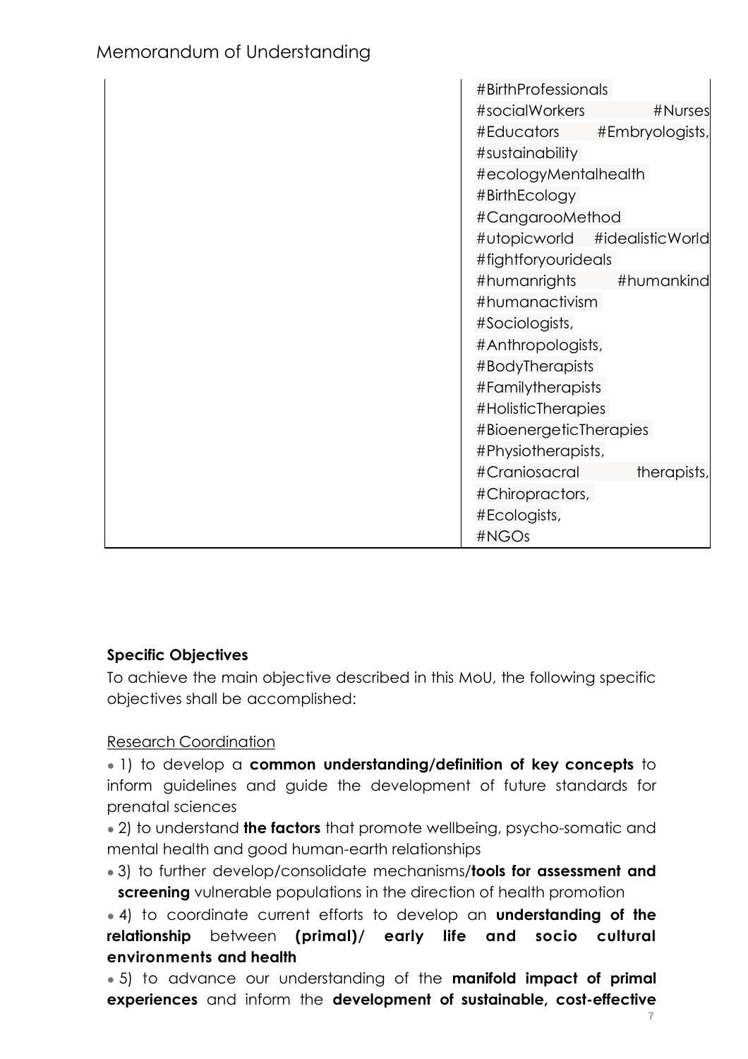| | #BirthProfessionals #socialWorkers #Nurses #Educators #Embryologists, #sustainability #ecologyMentalhealth #BirthEcology #CangarooMethod #utopicworld #idealisticWorld #fightforyourideals #humanrights #humankind #humanactivism #Sociologists, #Anthropologists, #BodyTherapists #Familytherapists #HolisticTherapies #BioenergeticTherapies #Physiotherapists, #Craniosacral therapists, #Chiropractors, #Ecologists, #NGOs |
|---|---|

**Specific Objectives**

To achieve the main objective described in this MoU, the following specific objectives shall be accomplished:

Research Coordination

- 1) to develop a **common understanding/definition of key concepts** to inform guidelines and guide the development of future standards for prenatal sciences
- 2) to understand **the factors** that promote wellbeing, psycho-somatic and mental health and good human-earth relationships
- 3) to further develop/consolidate mechanisms/**tools for assessment and screening** vulnerable populations in the direction of health promotion
- 4) to coordinate current efforts to develop an **understanding of the relationship** between **(primal)/ early life and socio cultural environments and health**
- 5) to advance our understanding of the **manifold impact of primal experiences** and inform the **development of sustainable, cost-effective**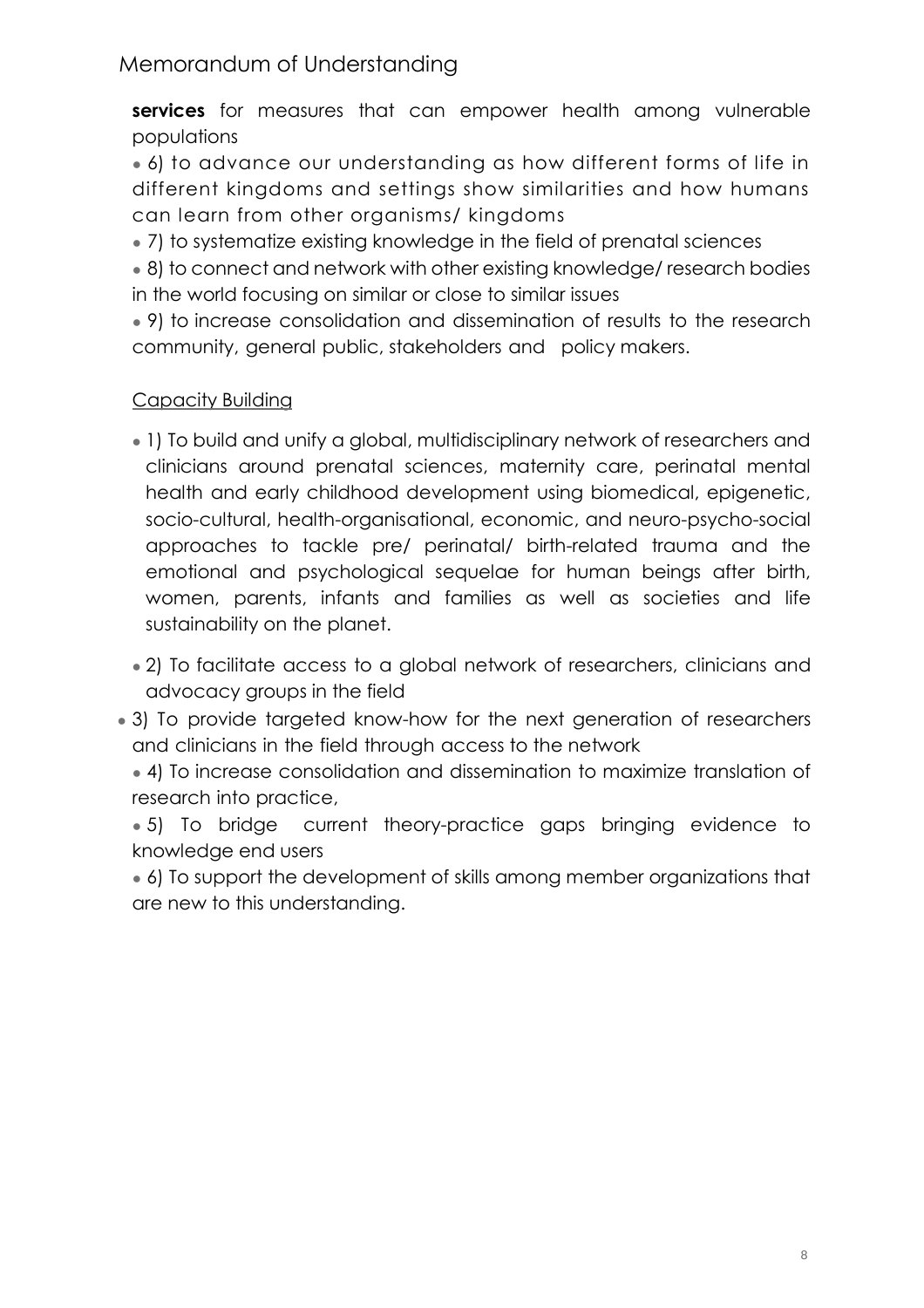**services** for measures that can empower health among vulnerable populations

- 6) to advance our understanding as how different forms of life in different kingdoms and settings show similarities and how humans can learn from other organisms/ kingdoms
- 7) to systematize existing knowledge in the field of prenatal sciences
- 8) to connect and network with other existing knowledge/ research bodies in the world focusing on similar or close to similar issues
- 9) to increase consolidation and dissemination of results to the research community, general public, stakeholders and policy makers.

<u>Capacity Building</u>

- 1) To build and unify a global, multidisciplinary network of researchers and clinicians around prenatal sciences, maternity care, perinatal mental health and early childhood development using biomedical, epigenetic, socio-cultural, health-organisational, economic, and neuro-psycho-social approaches to tackle pre/ perinatal/ birth-related trauma and the emotional and psychological sequelae for human beings after birth, women, parents, infants and families as well as societies and life sustainability on the planet.
- 2) To facilitate access to a global network of researchers, clinicians and advocacy groups in the field
- 3) To provide targeted know-how for the next generation of researchers and clinicians in the field through access to the network
- 4) To increase consolidation and dissemination to maximize translation of research into practice,
- 5) To bridge current theory-practice gaps bringing evidence to knowledge end users
- 6) To support the development of skills among member organizations that are new to this understanding.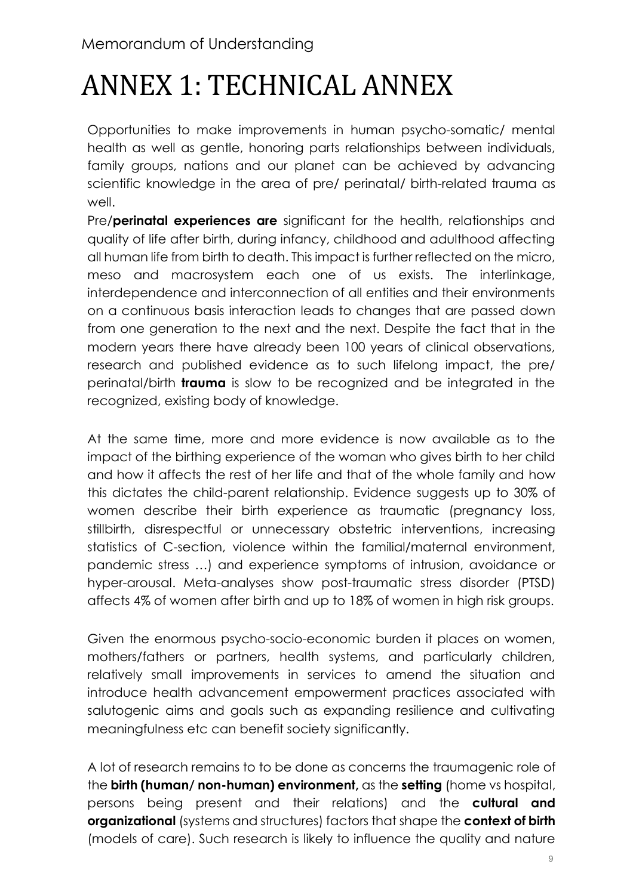# ANNEX 1: TECHNICAL ANNEX

Opportunities to make improvements in human psycho-somatic/ mental health as well as gentle, honoring parts relationships between individuals, family groups, nations and our planet can be achieved by advancing scientific knowledge in the area of pre/ perinatal/ birth-related trauma as well.

Pre/**perinatal experiences are** significant for the health, relationships and quality of life after birth, during infancy, childhood and adulthood affecting all human life from birth to death. This impact is further reflected on the micro, meso and macrosystem each one of us exists. The interlinkage, interdependence and interconnection of all entities and their environments on a continuous basis interaction leads to changes that are passed down from one generation to the next and the next. Despite the fact that in the modern years there have already been 100 years of clinical observations, research and published evidence as to such lifelong impact, the pre/ perinatal/birth **trauma** is slow to be recognized and be integrated in the recognized, existing body of knowledge.

At the same time, more and more evidence is now available as to the impact of the birthing experience of the woman who gives birth to her child and how it affects the rest of her life and that of the whole family and how this dictates the child-parent relationship. Evidence suggests up to 30% of women describe their birth experience as traumatic (pregnancy loss, stillbirth, disrespectful or unnecessary obstetric interventions, increasing statistics of C-section, violence within the familial/maternal environment, pandemic stress …) and experience symptoms of intrusion, avoidance or hyper-arousal. Meta-analyses show post-traumatic stress disorder (PTSD) affects 4% of women after birth and up to 18% of women in high risk groups.

Given the enormous psycho-socio-economic burden it places on women, mothers/fathers or partners, health systems, and particularly children, relatively small improvements in services to amend the situation and introduce health advancement empowerment practices associated with salutogenic aims and goals such as expanding resilience and cultivating meaningfulness etc can benefit society significantly.

A lot of research remains to to be done as concerns the traumagenic role of the **birth (human/ non-human) environment,** as the **setting** (home vs hospital, persons being present and their relations) and the **cultural and organizational** (systems and structures) factors that shape the **context of birth** (models of care). Such research is likely to influence the quality and nature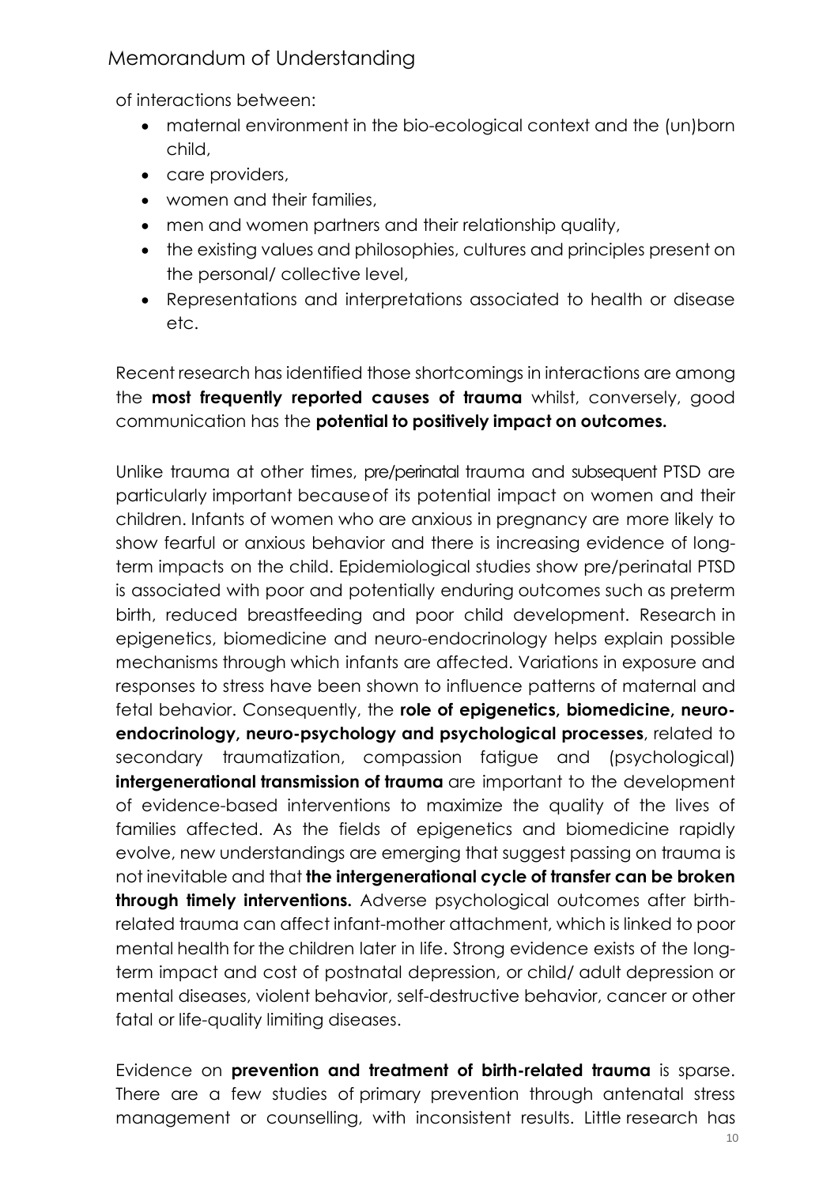of interactions between:

- maternal environment in the bio-ecological context and the (un)born child,
- care providers,
- women and their families,
- men and women partners and their relationship quality,
- the existing values and philosophies, cultures and principles present on the personal/ collective level,
- Representations and interpretations associated to health or disease etc.

Recent research has identified those shortcomings in interactions are among the **most frequently reported causes of trauma** whilst, conversely, good communication has the **potential to positively impact on outcomes.**

Unlike trauma at other times, pre/perinatal trauma and subsequent PTSD are particularly important because of its potential impact on women and their children. Infants of women who are anxious in pregnancy are more likely to show fearful or anxious behavior and there is increasing evidence of long-term impacts on the child. Epidemiological studies show pre/perinatal PTSD is associated with poor and potentially enduring outcomes such as preterm birth, reduced breastfeeding and poor child development. Research in epigenetics, biomedicine and neuro-endocrinology helps explain possible mechanisms through which infants are affected. Variations in exposure and responses to stress have been shown to influence patterns of maternal and fetal behavior. Consequently, the **role of epigenetics, biomedicine, neuro-endocrinology, neuro-psychology and psychological processes**, related to secondary traumatization, compassion fatigue and (psychological) **intergenerational transmission of trauma** are important to the development of evidence-based interventions to maximize the quality of the lives of families affected. As the fields of epigenetics and biomedicine rapidly evolve, new understandings are emerging that suggest passing on trauma is not inevitable and that **the intergenerational cycle of transfer can be broken through timely interventions.** Adverse psychological outcomes after birth-related trauma can affect infant-mother attachment, which is linked to poor mental health for the children later in life. Strong evidence exists of the long-term impact and cost of postnatal depression, or child/ adult depression or mental diseases, violent behavior, self-destructive behavior, cancer or other fatal or life-quality limiting diseases.

Evidence on **prevention and treatment of birth-related trauma** is sparse. There are a few studies of primary prevention through antenatal stress management or counselling, with inconsistent results. Little research has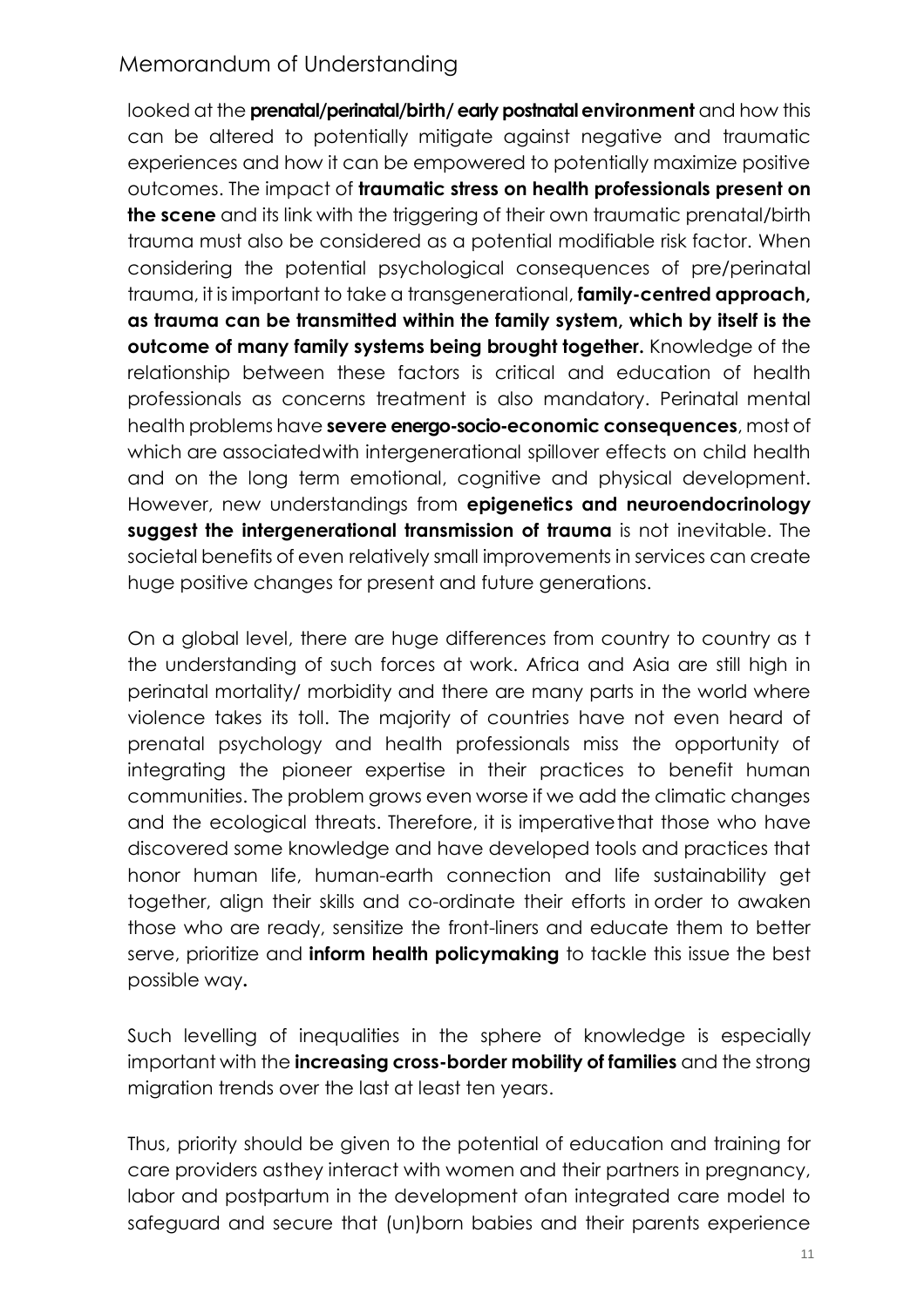looked at the **prenatal/perinatal/birth/ early postnatal environment** and how this can be altered to potentially mitigate against negative and traumatic experiences and how it can be empowered to potentially maximize positive outcomes. The impact of **traumatic stress on health professionals present on the scene** and its link with the triggering of their own traumatic prenatal/birth trauma must also be considered as a potential modifiable risk factor. When considering the potential psychological consequences of pre/perinatal trauma, it is important to take a transgenerational, **family-centred approach, as trauma can be transmitted within the family system, which by itself is the outcome of many family systems being brought together.** Knowledge of the relationship between these factors is critical and education of health professionals as concerns treatment is also mandatory. Perinatal mental health problems have **severe energo-socio-economic consequences**, most of which are associatedwith intergenerational spillover effects on child health and on the long term emotional, cognitive and physical development. However, new understandings from **epigenetics and neuroendocrinology suggest the intergenerational transmission of trauma** is not inevitable. The societal benefits of even relatively small improvements in services can create huge positive changes for present and future generations.

On a global level, there are huge differences from country to country as t the understanding of such forces at work. Africa and Asia are still high in perinatal mortality/ morbidity and there are many parts in the world where violence takes its toll. The majority of countries have not even heard of prenatal psychology and health professionals miss the opportunity of integrating the pioneer expertise in their practices to benefit human communities. The problem grows even worse if we add the climatic changes and the ecological threats. Therefore, it is imperativethat those who have discovered some knowledge and have developed tools and practices that honor human life, human-earth connection and life sustainability get together, align their skills and co-ordinate their efforts in order to awaken those who are ready, sensitize the front-liners and educate them to better serve, prioritize and **inform health policymaking** to tackle this issue the best possible way**.**

Such levelling of inequalities in the sphere of knowledge is especially important with the **increasing cross-border mobility of families** and the strong migration trends over the last at least ten years.

Thus, priority should be given to the potential of education and training for care providers asthey interact with women and their partners in pregnancy, labor and postpartum in the development ofan integrated care model to safeguard and secure that (un)born babies and their parents experience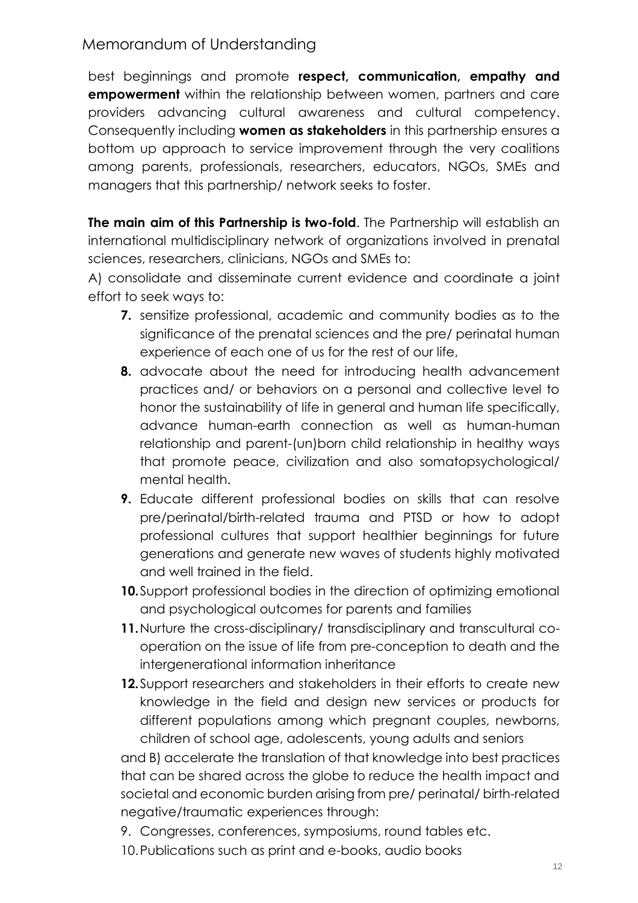best beginnings and promote **respect, communication, empathy and empowerment** within the relationship between women, partners and care providers advancing cultural awareness and cultural competency. Consequently including **women as stakeholders** in this partnership ensures a bottom up approach to service improvement through the very coalitions among parents, professionals, researchers, educators, NGOs, SMEs and managers that this partnership/ network seeks to foster.

**The main aim of this Partnership is two-fold**. The Partnership will establish an international multidisciplinary network of organizations involved in prenatal sciences, researchers, clinicians, NGOs and SMEs to:

A) consolidate and disseminate current evidence and coordinate a joint effort to seek ways to:

7. sensitize professional, academic and community bodies as to the significance of the prenatal sciences and the pre/ perinatal human experience of each one of us for the rest of our life,
8. advocate about the need for introducing health advancement practices and/ or behaviors on a personal and collective level to honor the sustainability of life in general and human life specifically, advance human-earth connection as well as human-human relationship and parent-(un)born child relationship in healthy ways that promote peace, civilization and also somatopsychological/ mental health.
9. Educate different professional bodies on skills that can resolve pre/perinatal/birth-related trauma and PTSD or how to adopt professional cultures that support healthier beginnings for future generations and generate new waves of students highly motivated and well trained in the field.
10. Support professional bodies in the direction of optimizing emotional and psychological outcomes for parents and families
11. Nurture the cross-disciplinary/ transdisciplinary and transcultural co-operation on the issue of life from pre-conception to death and the intergenerational information inheritance
12. Support researchers and stakeholders in their efforts to create new knowledge in the field and design new services or products for different populations among which pregnant couples, newborns, children of school age, adolescents, young adults and seniors

and B) accelerate the translation of that knowledge into best practices that can be shared across the globe to reduce the health impact and societal and economic burden arising from pre/ perinatal/ birth-related negative/traumatic experiences through:

9. Congresses, conferences, symposiums, round tables etc.
10. Publications such as print and e-books, audio books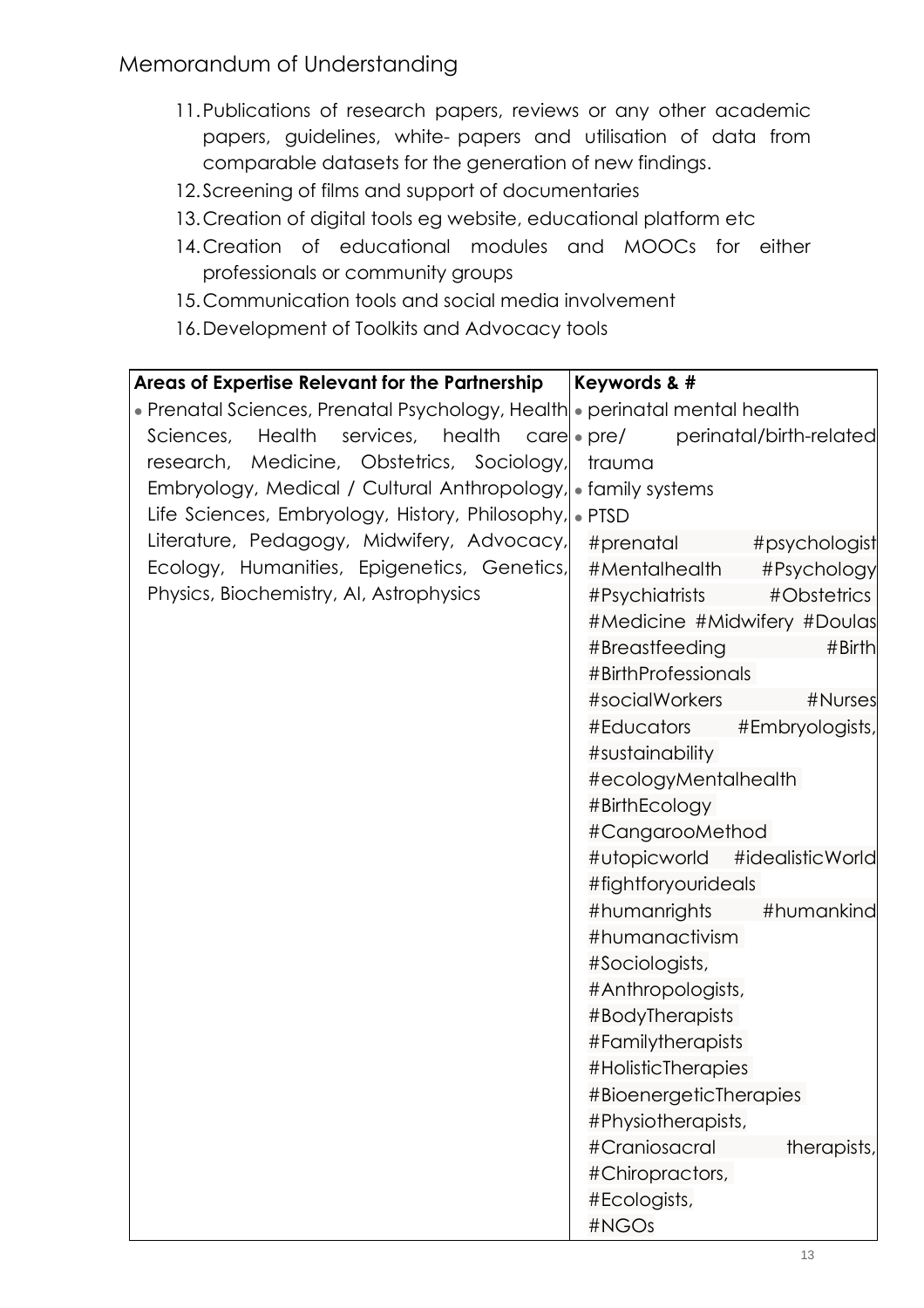11. Publications of research papers, reviews or any other academic papers, guidelines, white- papers and utilisation of data from comparable datasets for the generation of new findings.
12. Screening of films and support of documentaries
13. Creation of digital tools eg website, educational platform etc
14. Creation of educational modules and MOOCs for either professionals or community groups
15. Communication tools and social media involvement
16. Development of Toolkits and Advocacy tools

| **Areas of Expertise Relevant for the Partnership** | **Keywords & #** |
|---|---|
| • Prenatal Sciences, Prenatal Psychology, Health Sciences, Health services, health care research, Medicine, Obstetrics, Sociology, Embryology, Medical / Cultural Anthropology, Life Sciences, Embryology, History, Philosophy, Literature, Pedagogy, Midwifery, Advocacy, Ecology, Humanities, Epigenetics, Genetics, Physics, Biochemistry, AI, Astrophysics | • perinatal mental health<br>• pre/ perinatal/birth-related trauma<br>• family systems<br>• PTSD<br>#prenatal #psychologist #Mentalhealth #Psychology #Psychiatrists #Obstetrics #Medicine #Midwifery #Doulas #Breastfeeding #Birth #BirthProfessionals #socialWorkers #Nurses #Educators #Embryologists, #sustainability #ecologyMentalhealth #BirthEcology #CangarooMethod #utopicworld #idealisticWorld #fightforyourideals #humanrights #humankind #humanactivism #Sociologists, #Anthropologists, #BodyTherapists #Familytherapists #HolisticTherapies #BioenergeticTherapies #Physiotherapists, #Craniosacral therapists, #Chiropractors, #Ecologists, #NGOs |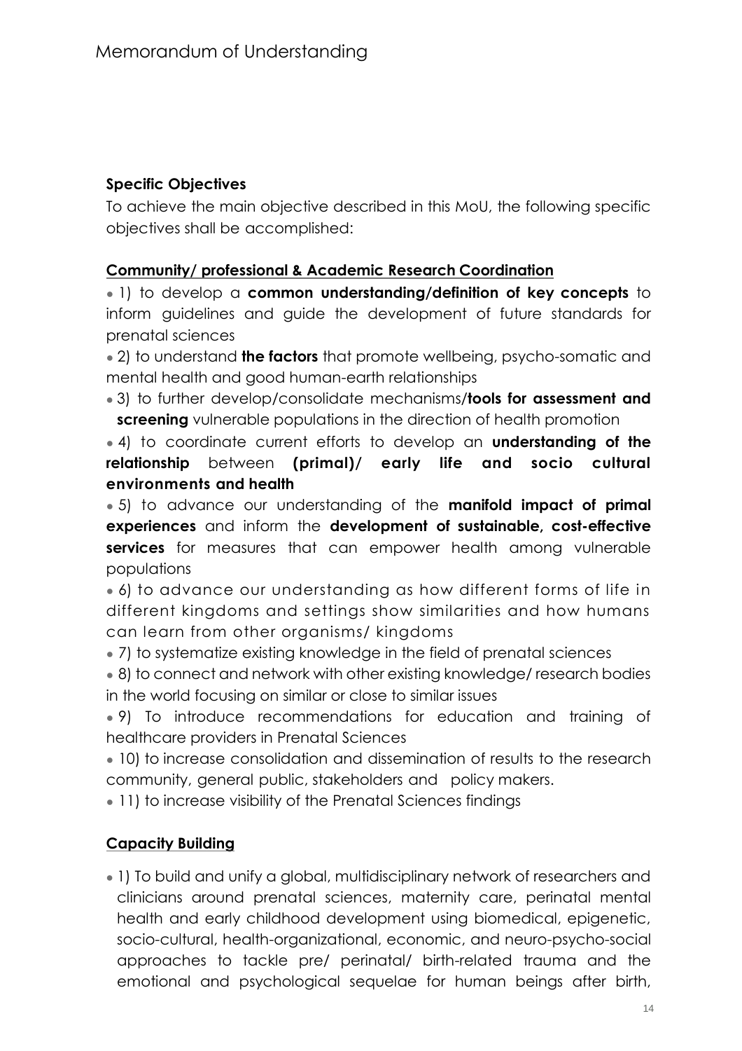**Specific Objectives**

To achieve the main objective described in this MoU, the following specific objectives shall be accomplished:

**Community/ professional & Academic Research Coordination**

- 1) to develop a **common understanding/definition of key concepts** to inform guidelines and guide the development of future standards for prenatal sciences
- 2) to understand **the factors** that promote wellbeing, psycho-somatic and mental health and good human-earth relationships
- 3) to further develop/consolidate mechanisms/**tools for assessment and screening** vulnerable populations in the direction of health promotion
- 4) to coordinate current efforts to develop an **understanding of the relationship** between **(primal)/ early life and socio cultural environments and health**
- 5) to advance our understanding of the **manifold impact of primal experiences** and inform the **development of sustainable, cost-effective services** for measures that can empower health among vulnerable populations
- 6) to advance our understanding as how different forms of life in different kingdoms and settings show similarities and how humans can learn from other organisms/ kingdoms
- 7) to systematize existing knowledge in the field of prenatal sciences
- 8) to connect and network with other existing knowledge/ research bodies in the world focusing on similar or close to similar issues
- 9) To introduce recommendations for education and training of healthcare providers in Prenatal Sciences
- 10) to increase consolidation and dissemination of results to the research community, general public, stakeholders and policy makers.
- 11) to increase visibility of the Prenatal Sciences findings

**Capacity Building**

- 1) To build and unify a global, multidisciplinary network of researchers and clinicians around prenatal sciences, maternity care, perinatal mental health and early childhood development using biomedical, epigenetic, socio-cultural, health-organizational, economic, and neuro-psycho-social approaches to tackle pre/ perinatal/ birth-related trauma and the emotional and psychological sequelae for human beings after birth,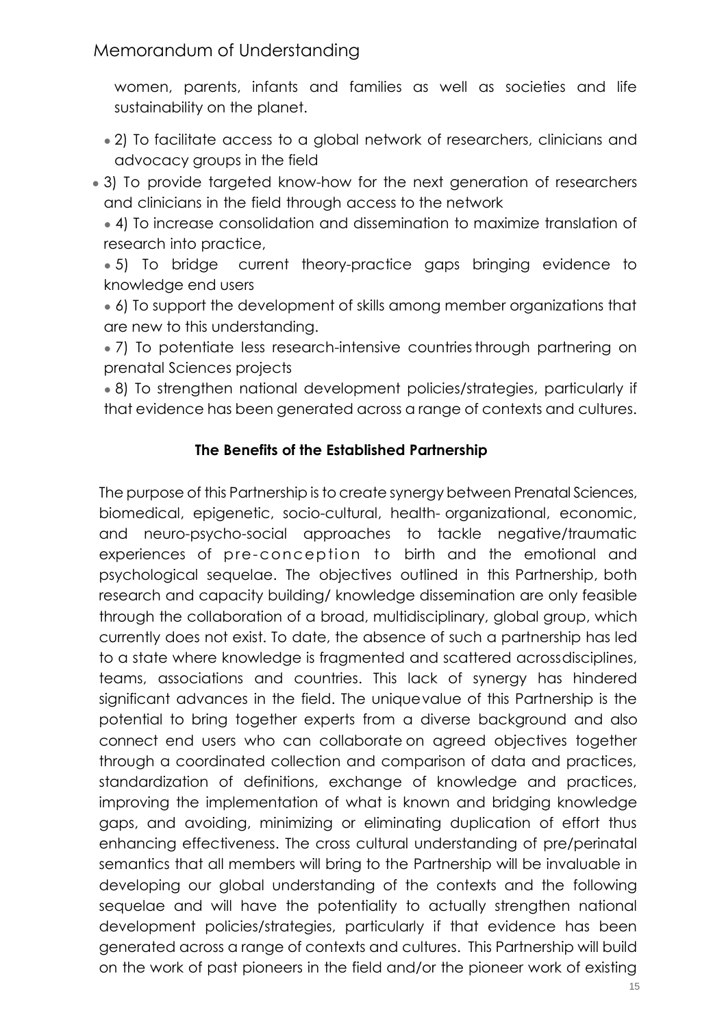women, parents, infants and families as well as societies and life sustainability on the planet.

- 2) To facilitate access to a global network of researchers, clinicians and advocacy groups in the field
- 3) To provide targeted know-how for the next generation of researchers and clinicians in the field through access to the network
- 4) To increase consolidation and dissemination to maximize translation of research into practice,
- 5) To bridge current theory-practice gaps bringing evidence to knowledge end users
- 6) To support the development of skills among member organizations that are new to this understanding.
- 7) To potentiate less research-intensive countries through partnering on prenatal Sciences projects
- 8) To strengthen national development policies/strategies, particularly if that evidence has been generated across a range of contexts and cultures.

**The Benefits of the Established Partnership**

The purpose of this Partnership is to create synergy between Prenatal Sciences, biomedical, epigenetic, socio-cultural, health- organizational, economic, and neuro-psycho-social approaches to tackle negative/traumatic experiences of pre-conception to birth and the emotional and psychological sequelae. The objectives outlined in this Partnership, both research and capacity building/ knowledge dissemination are only feasible through the collaboration of a broad, multidisciplinary, global group, which currently does not exist. To date, the absence of such a partnership has led to a state where knowledge is fragmented and scattered across disciplines, teams, associations and countries. This lack of synergy has hindered significant advances in the field. The unique value of this Partnership is the potential to bring together experts from a diverse background and also connect end users who can collaborate on agreed objectives together through a coordinated collection and comparison of data and practices, standardization of definitions, exchange of knowledge and practices, improving the implementation of what is known and bridging knowledge gaps, and avoiding, minimizing or eliminating duplication of effort thus enhancing effectiveness. The cross cultural understanding of pre/perinatal semantics that all members will bring to the Partnership will be invaluable in developing our global understanding of the contexts and the following sequelae and will have the potentiality to actually strengthen national development policies/strategies, particularly if that evidence has been generated across a range of contexts and cultures. This Partnership will build on the work of past pioneers in the field and/or the pioneer work of existing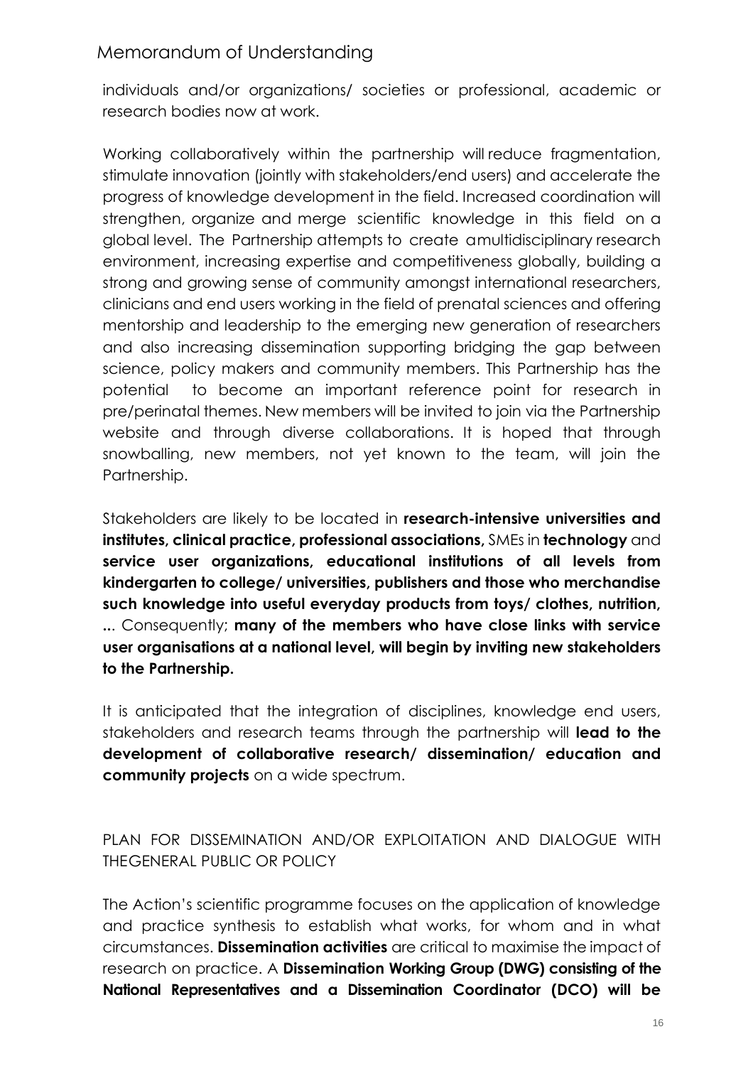individuals and/or organizations/ societies or professional, academic or research bodies now at work.

Working collaboratively within the partnership will reduce fragmentation, stimulate innovation (jointly with stakeholders/end users) and accelerate the progress of knowledge development in the field. Increased coordination will strengthen, organize and merge scientific knowledge in this field on a global level. The Partnership attempts to create amultidisciplinary research environment, increasing expertise and competitiveness globally, building a strong and growing sense of community amongst international researchers, clinicians and end users working in the field of prenatal sciences and offering mentorship and leadership to the emerging new generation of researchers and also increasing dissemination supporting bridging the gap between science, policy makers and community members. This Partnership has the potential to become an important reference point for research in pre/perinatal themes. New members will be invited to join via the Partnership website and through diverse collaborations. It is hoped that through snowballing, new members, not yet known to the team, will join the Partnership.

Stakeholders are likely to be located in **research-intensive universities and institutes, clinical practice, professional associations,** SMEs in **technology** and **service user organizations, educational institutions of all levels from kindergarten to college/ universities, publishers and those who merchandise such knowledge into useful everyday products from toys/ clothes, nutrition, ..**. Consequently; **many of the members who have close links with service user organisations at a national level, will begin by inviting new stakeholders to the Partnership.**

It is anticipated that the integration of disciplines, knowledge end users, stakeholders and research teams through the partnership will **lead to the development of collaborative research/ dissemination/ education and community projects** on a wide spectrum.

PLAN FOR DISSEMINATION AND/OR EXPLOITATION AND DIALOGUE WITH THEGENERAL PUBLIC OR POLICY

The Action's scientific programme focuses on the application of knowledge and practice synthesis to establish what works, for whom and in what circumstances. **Dissemination activities** are critical to maximise the impact of research on practice. A **Dissemination Working Group (DWG) consisting of the National Representatives and a Dissemination Coordinator (DCO) will be**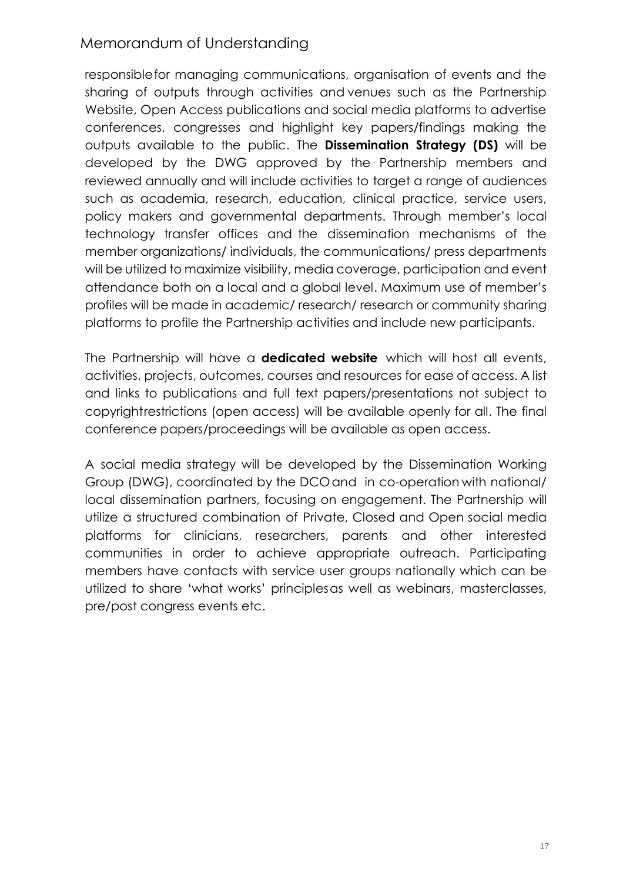responsible for managing communications, organisation of events and the sharing of outputs through activities and venues such as the Partnership Website, Open Access publications and social media platforms to advertise conferences, congresses and highlight key papers/findings making the outputs available to the public. The **Dissemination Strategy (DS)** will be developed by the DWG approved by the Partnership members and reviewed annually and will include activities to target a range of audiences such as academia, research, education, clinical practice, service users, policy makers and governmental departments. Through member's local technology transfer offices and the dissemination mechanisms of the member organizations/ individuals, the communications/ press departments will be utilized to maximize visibility, media coverage, participation and event attendance both on a local and a global level. Maximum use of member's profiles will be made in academic/ research/ research or community sharing platforms to profile the Partnership activities and include new participants.

The Partnership will have a **dedicated website** which will host all events, activities, projects, outcomes, courses and resources for ease of access. A list and links to publications and full text papers/presentations not subject to copyright restrictions (open access) will be available openly for all. The final conference papers/proceedings will be available as open access.

A social media strategy will be developed by the Dissemination Working Group (DWG), coordinated by the DCO and in co-operation with national/ local dissemination partners, focusing on engagement. The Partnership will utilize a structured combination of Private, Closed and Open social media platforms for clinicians, researchers, parents and other interested communities in order to achieve appropriate outreach. Participating members have contacts with service user groups nationally which can be utilized to share 'what works' principles as well as webinars, masterclasses, pre/post congress events etc.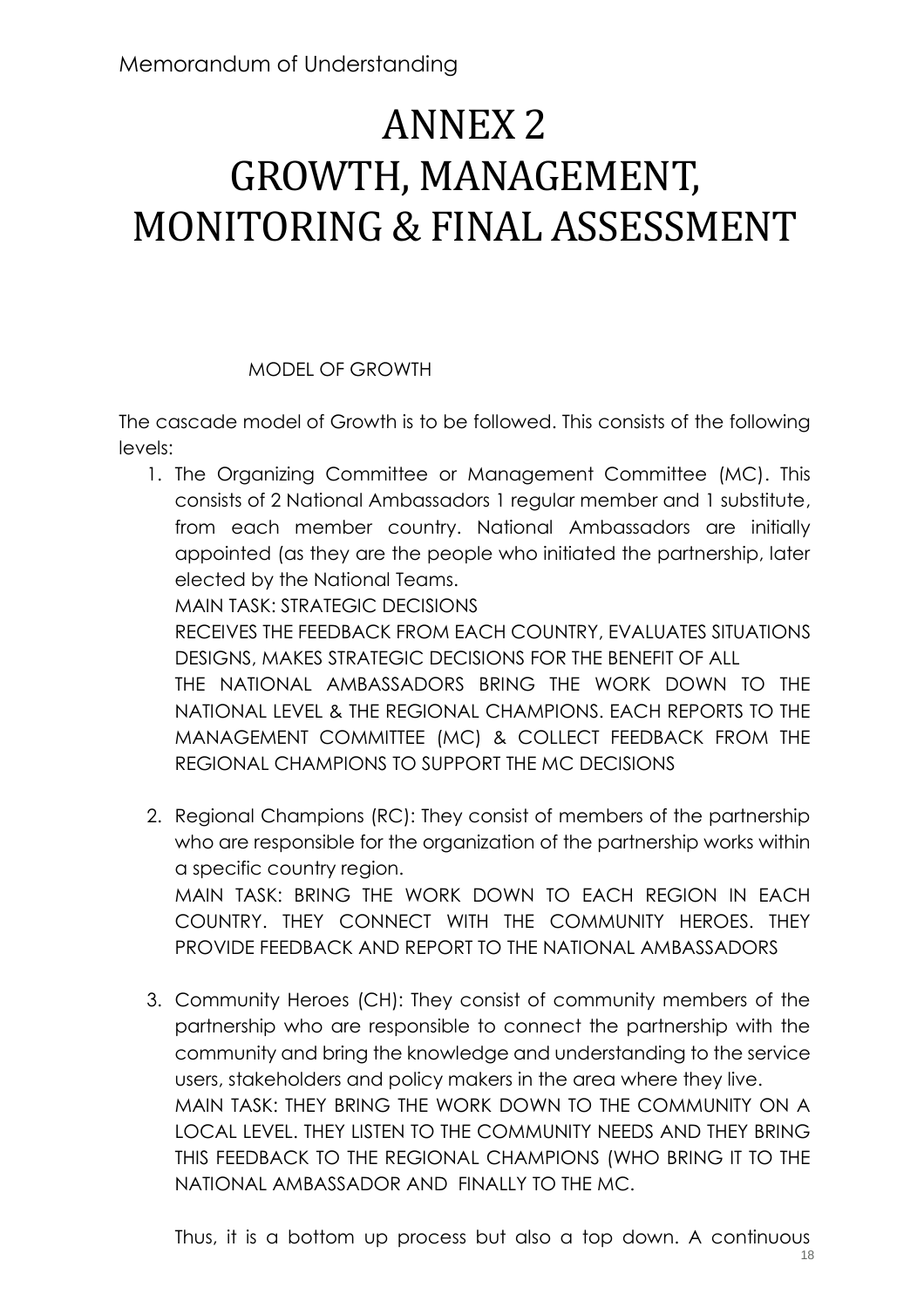# ANNEX 2
# GROWTH, MANAGEMENT, MONITORING & FINAL ASSESSMENT

MODEL OF GROWTH

The cascade model of Growth is to be followed. This consists of the following levels:

1. The Organizing Committee or Management Committee (MC). This consists of 2 National Ambassadors 1 regular member and 1 substitute, from each member country. National Ambassadors are initially appointed (as they are the people who initiated the partnership, later elected by the National Teams.
   MAIN TASK: STRATEGIC DECISIONS
   RECEIVES THE FEEDBACK FROM EACH COUNTRY, EVALUATES SITUATIONS DESIGNS, MAKES STRATEGIC DECISIONS FOR THE BENEFIT OF ALL
   THE NATIONAL AMBASSADORS BRING THE WORK DOWN TO THE NATIONAL LEVEL & THE REGIONAL CHAMPIONS. EACH REPORTS TO THE MANAGEMENT COMMITTEE (MC) & COLLECT FEEDBACK FROM THE REGIONAL CHAMPIONS TO SUPPORT THE MC DECISIONS

2. Regional Champions (RC): They consist of members of the partnership who are responsible for the organization of the partnership works within a specific country region.
   MAIN TASK: BRING THE WORK DOWN TO EACH REGION IN EACH COUNTRY. THEY CONNECT WITH THE COMMUNITY HEROES. THEY PROVIDE FEEDBACK AND REPORT TO THE NATIONAL AMBASSADORS

3. Community Heroes (CH): They consist of community members of the partnership who are responsible to connect the partnership with the community and bring the knowledge and understanding to the service users, stakeholders and policy makers in the area where they live.
   MAIN TASK: THEY BRING THE WORK DOWN TO THE COMMUNITY ON A LOCAL LEVEL. THEY LISTEN TO THE COMMUNITY NEEDS AND THEY BRING THIS FEEDBACK TO THE REGIONAL CHAMPIONS (WHO BRING IT TO THE NATIONAL AMBASSADOR AND FINALLY TO THE MC.

   Thus, it is a bottom up process but also a top down. A continuous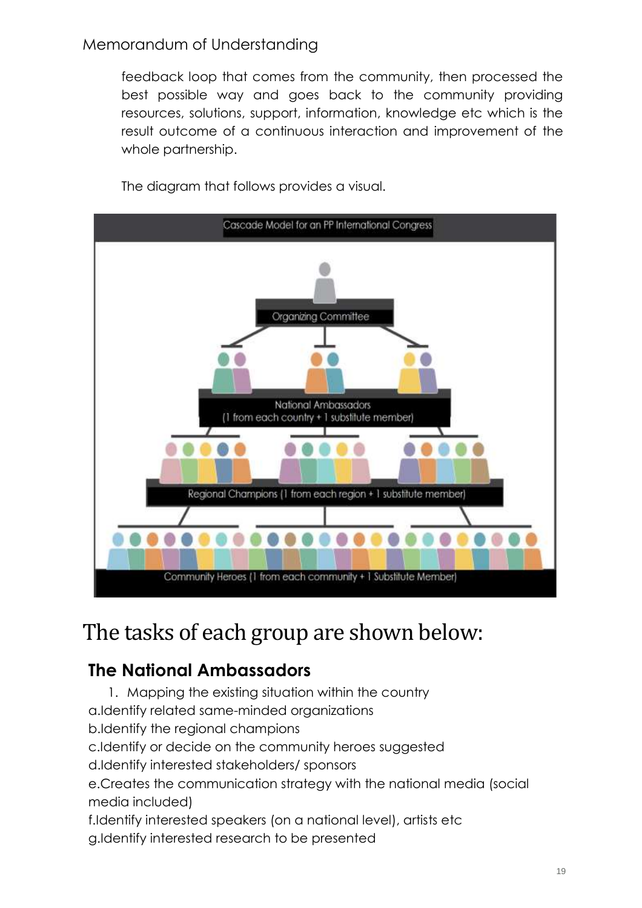feedback loop that comes from the community, then processed the best possible way and goes back to the community providing resources, solutions, support, information, knowledge etc which is the result outcome of a continuous interaction and improvement of the whole partnership.

The diagram that follows provides a visual.

Cascade Model for an PP International Congress

Organizing Committee

National Ambassadors (1 from each country + 1 substitute member)

Regional Champions (1 from each region + 1 substitute member)

Community Heroes (1 from each community + 1 Substitute Member)

# The tasks of each group are shown below:

## The National Ambassadors

1. Mapping the existing situation within the country

a. Identify related same-minded organizations

b. Identify the regional champions

c. Identify or decide on the community heroes suggested

d. Identify interested stakeholders/ sponsors

e. Creates the communication strategy with the national media (social media included)

f. Identify interested speakers (on a national level), artists etc

g. Identify interested research to be presented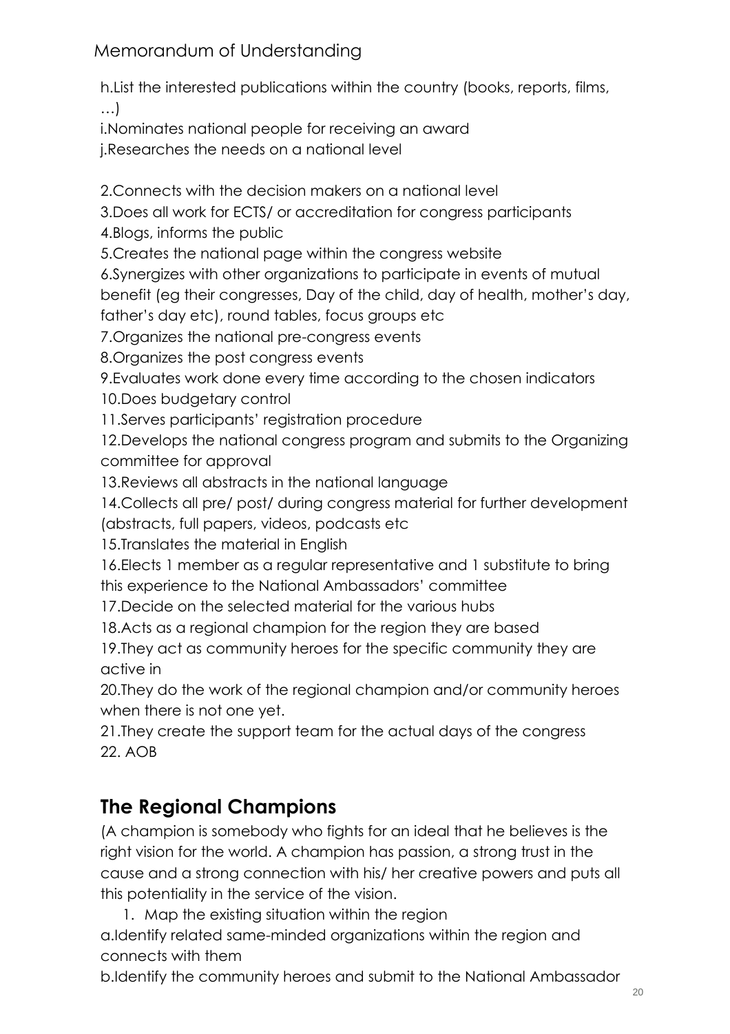h.List the interested publications within the country (books, reports, films, …)

i.Nominates national people for receiving an award

j.Researches the needs on a national level

2.Connects with the decision makers on a national level

3.Does all work for ECTS/ or accreditation for congress participants

4.Blogs, informs the public

5.Creates the national page within the congress website

6.Synergizes with other organizations to participate in events of mutual benefit (eg their congresses, Day of the child, day of health, mother's day, father's day etc), round tables, focus groups etc

7.Organizes the national pre-congress events

8.Organizes the post congress events

9.Evaluates work done every time according to the chosen indicators

10.Does budgetary control

11.Serves participants' registration procedure

12.Develops the national congress program and submits to the Organizing committee for approval

13.Reviews all abstracts in the national language

14.Collects all pre/ post/ during congress material for further development (abstracts, full papers, videos, podcasts etc

15.Translates the material in English

16.Elects 1 member as a regular representative and 1 substitute to bring this experience to the National Ambassadors' committee

17.Decide on the selected material for the various hubs

18.Acts as a regional champion for the region they are based

19.They act as community heroes for the specific community they are active in

20.They do the work of the regional champion and/or community heroes when there is not one yet.

21.They create the support team for the actual days of the congress

22. AOB

## The Regional Champions

(A champion is somebody who fights for an ideal that he believes is the right vision for the world. A champion has passion, a strong trust in the cause and a strong connection with his/ her creative powers and puts all this potentiality in the service of the vision.

1. Map the existing situation within the region

a.Identify related same-minded organizations within the region and connects with them

b.Identify the community heroes and submit to the National Ambassador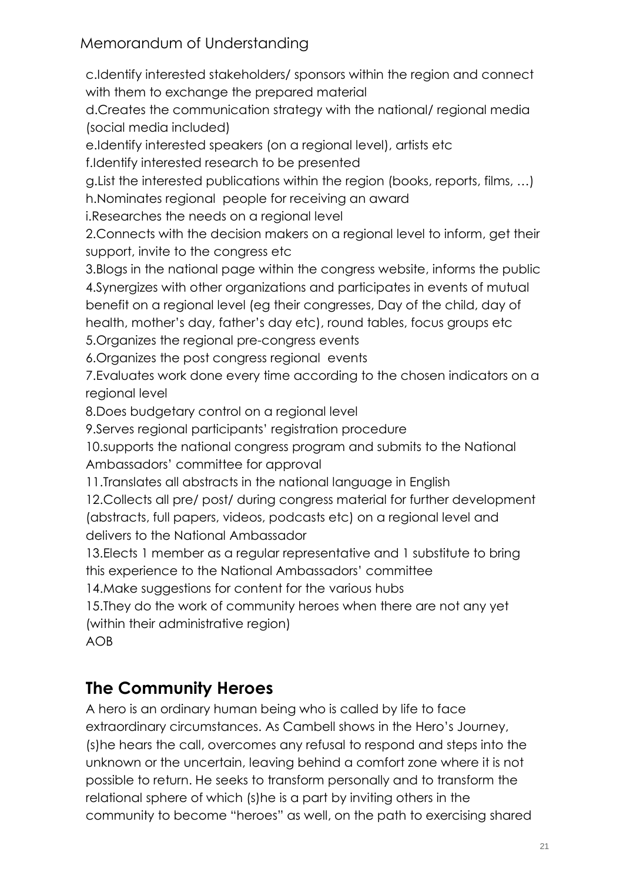c.Identify interested stakeholders/ sponsors within the region and connect with them to exchange the prepared material

d.Creates the communication strategy with the national/ regional media (social media included)

e.Identify interested speakers (on a regional level), artists etc

f.Identify interested research to be presented

g.List the interested publications within the region (books, reports, films, …)

h.Nominates regional people for receiving an award

i.Researches the needs on a regional level

2.Connects with the decision makers on a regional level to inform, get their support, invite to the congress etc

3.Blogs in the national page within the congress website, informs the public

4.Synergizes with other organizations and participates in events of mutual benefit on a regional level (eg their congresses, Day of the child, day of health, mother's day, father's day etc), round tables, focus groups etc

5.Organizes the regional pre-congress events

6.Organizes the post congress regional events

7.Evaluates work done every time according to the chosen indicators on a regional level

8.Does budgetary control on a regional level

9.Serves regional participants' registration procedure

10.supports the national congress program and submits to the National Ambassadors' committee for approval

11.Translates all abstracts in the national language in English

12.Collects all pre/ post/ during congress material for further development (abstracts, full papers, videos, podcasts etc) on a regional level and delivers to the National Ambassador

13.Elects 1 member as a regular representative and 1 substitute to bring this experience to the National Ambassadors' committee

14.Make suggestions for content for the various hubs

15.They do the work of community heroes when there are not any yet (within their administrative region)

AOB

## The Community Heroes

A hero is an ordinary human being who is called by life to face extraordinary circumstances. As Cambell shows in the Hero's Journey, (s)he hears the call, overcomes any refusal to respond and steps into the unknown or the uncertain, leaving behind a comfort zone where it is not possible to return. He seeks to transform personally and to transform the relational sphere of which (s)he is a part by inviting others in the community to become "heroes" as well, on the path to exercising shared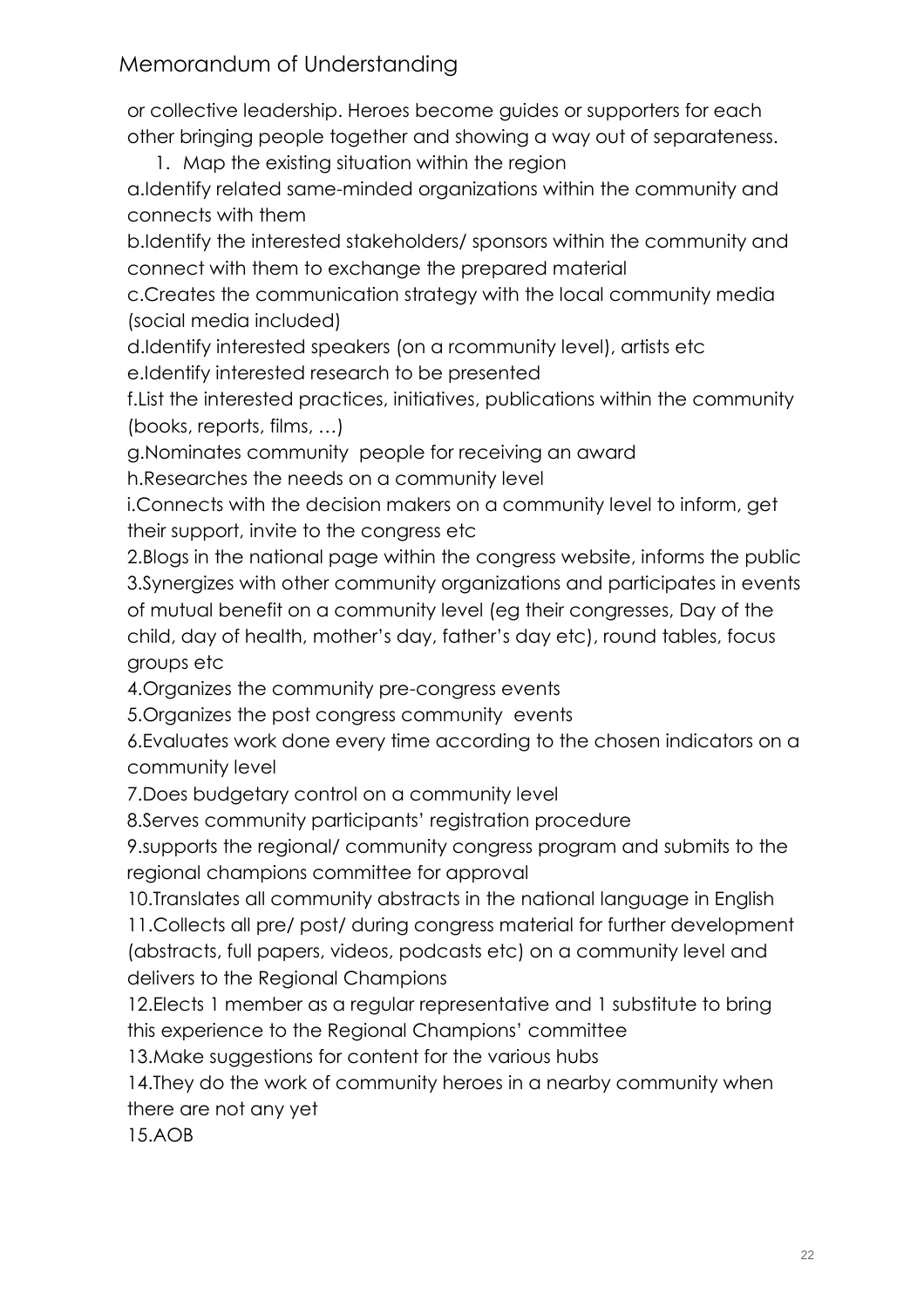or collective leadership. Heroes become guides or supporters for each other bringing people together and showing a way out of separateness.

1. Map the existing situation within the region

a.Identify related same-minded organizations within the community and connects with them

b.Identify the interested stakeholders/ sponsors within the community and connect with them to exchange the prepared material

c.Creates the communication strategy with the local community media (social media included)

d.Identify interested speakers (on a rcommunity level), artists etc

e.Identify interested research to be presented

f.List the interested practices, initiatives, publications within the community (books, reports, films, …)

g.Nominates community people for receiving an award

h.Researches the needs on a community level

i.Connects with the decision makers on a community level to inform, get their support, invite to the congress etc

2.Blogs in the national page within the congress website, informs the public

3.Synergizes with other community organizations and participates in events of mutual benefit on a community level (eg their congresses, Day of the child, day of health, mother's day, father's day etc), round tables, focus groups etc

4.Organizes the community pre-congress events

5.Organizes the post congress community events

6.Evaluates work done every time according to the chosen indicators on a community level

7.Does budgetary control on a community level

8.Serves community participants' registration procedure

9.supports the regional/ community congress program and submits to the regional champions committee for approval

10.Translates all community abstracts in the national language in English

11.Collects all pre/ post/ during congress material for further development (abstracts, full papers, videos, podcasts etc) on a community level and delivers to the Regional Champions

12.Elects 1 member as a regular representative and 1 substitute to bring this experience to the Regional Champions' committee

13.Make suggestions for content for the various hubs

14.They do the work of community heroes in a nearby community when there are not any yet

15.AOB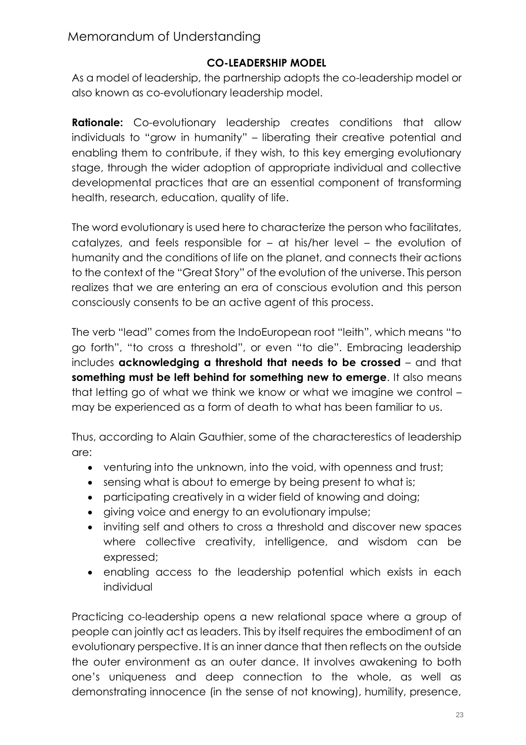## CO-LEADERSHIP MODEL

As a model of leadership, the partnership adopts the co-leadership model or also known as co-evolutionary leadership model.

**Rationale:** Co-evolutionary leadership creates conditions that allow individuals to "grow in humanity" – liberating their creative potential and enabling them to contribute, if they wish, to this key emerging evolutionary stage, through the wider adoption of appropriate individual and collective developmental practices that are an essential component of transforming health, research, education, quality of life.

The word evolutionary is used here to characterize the person who facilitates, catalyzes, and feels responsible for – at his/her level – the evolution of humanity and the conditions of life on the planet, and connects their actions to the context of the "Great Story" of the evolution of the universe. This person realizes that we are entering an era of conscious evolution and this person consciously consents to be an active agent of this process.

The verb "lead" comes from the IndoEuropean root "leith", which means "to go forth", "to cross a threshold", or even "to die". Embracing leadership includes **acknowledging a threshold that needs to be crossed** – and that **something must be left behind for something new to emerge**. It also means that letting go of what we think we know or what we imagine we control – may be experienced as a form of death to what has been familiar to us.

Thus, according to Alain Gauthier, some of the characterestics of leadership are:

- venturing into the unknown, into the void, with openness and trust;
- sensing what is about to emerge by being present to what is;
- participating creatively in a wider field of knowing and doing;
- giving voice and energy to an evolutionary impulse;
- inviting self and others to cross a threshold and discover new spaces where collective creativity, intelligence, and wisdom can be expressed;
- enabling access to the leadership potential which exists in each individual

Practicing co-leadership opens a new relational space where a group of people can jointly act as leaders. This by itself requires the embodiment of an evolutionary perspective. It is an inner dance that then reflects on the outside the outer environment as an outer dance. It involves awakening to both one's uniqueness and deep connection to the whole, as well as demonstrating innocence (in the sense of not knowing), humility, presence,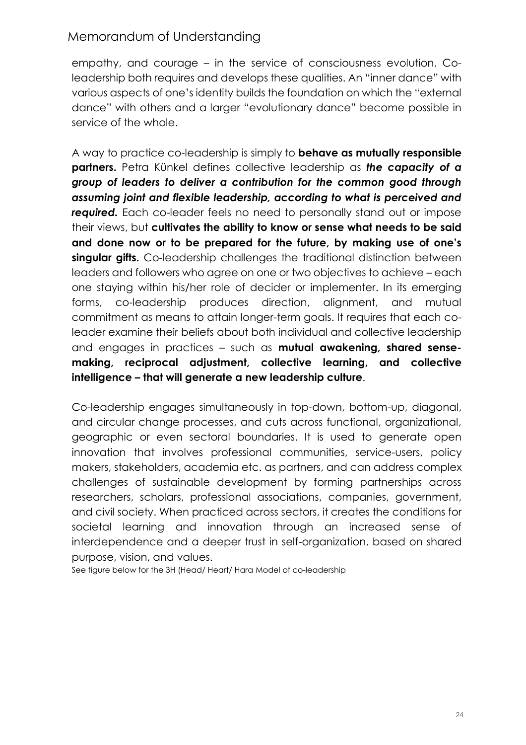empathy, and courage – in the service of consciousness evolution. Co-leadership both requires and develops these qualities. An "inner dance" with various aspects of one's identity builds the foundation on which the "external dance" with others and a larger "evolutionary dance" become possible in service of the whole.

A way to practice co-leadership is simply to **behave as mutually responsible partners.** Petra Künkel defines collective leadership as ***the capacity of a group of leaders to deliver a contribution for the common good through assuming joint and flexible leadership, according to what is perceived and required.*** Each co-leader feels no need to personally stand out or impose their views, but **cultivates the ability to know or sense what needs to be said and done now or to be prepared for the future, by making use of one's singular gifts.** Co-leadership challenges the traditional distinction between leaders and followers who agree on one or two objectives to achieve – each one staying within his/her role of decider or implementer. In its emerging forms, co-leadership produces direction, alignment, and mutual commitment as means to attain longer-term goals. It requires that each co-leader examine their beliefs about both individual and collective leadership and engages in practices – such as **mutual awakening, shared sense-making, reciprocal adjustment, collective learning, and collective intelligence – that will generate a new leadership culture**.

Co-leadership engages simultaneously in top-down, bottom-up, diagonal, and circular change processes, and cuts across functional, organizational, geographic or even sectoral boundaries. It is used to generate open innovation that involves professional communities, service-users, policy makers, stakeholders, academia etc. as partners, and can address complex challenges of sustainable development by forming partnerships across researchers, scholars, professional associations, companies, government, and civil society. When practiced across sectors, it creates the conditions for societal learning and innovation through an increased sense of interdependence and a deeper trust in self-organization, based on shared purpose, vision, and values.

See figure below for the 3H (Head/ Heart/ Hara Model of co-leadership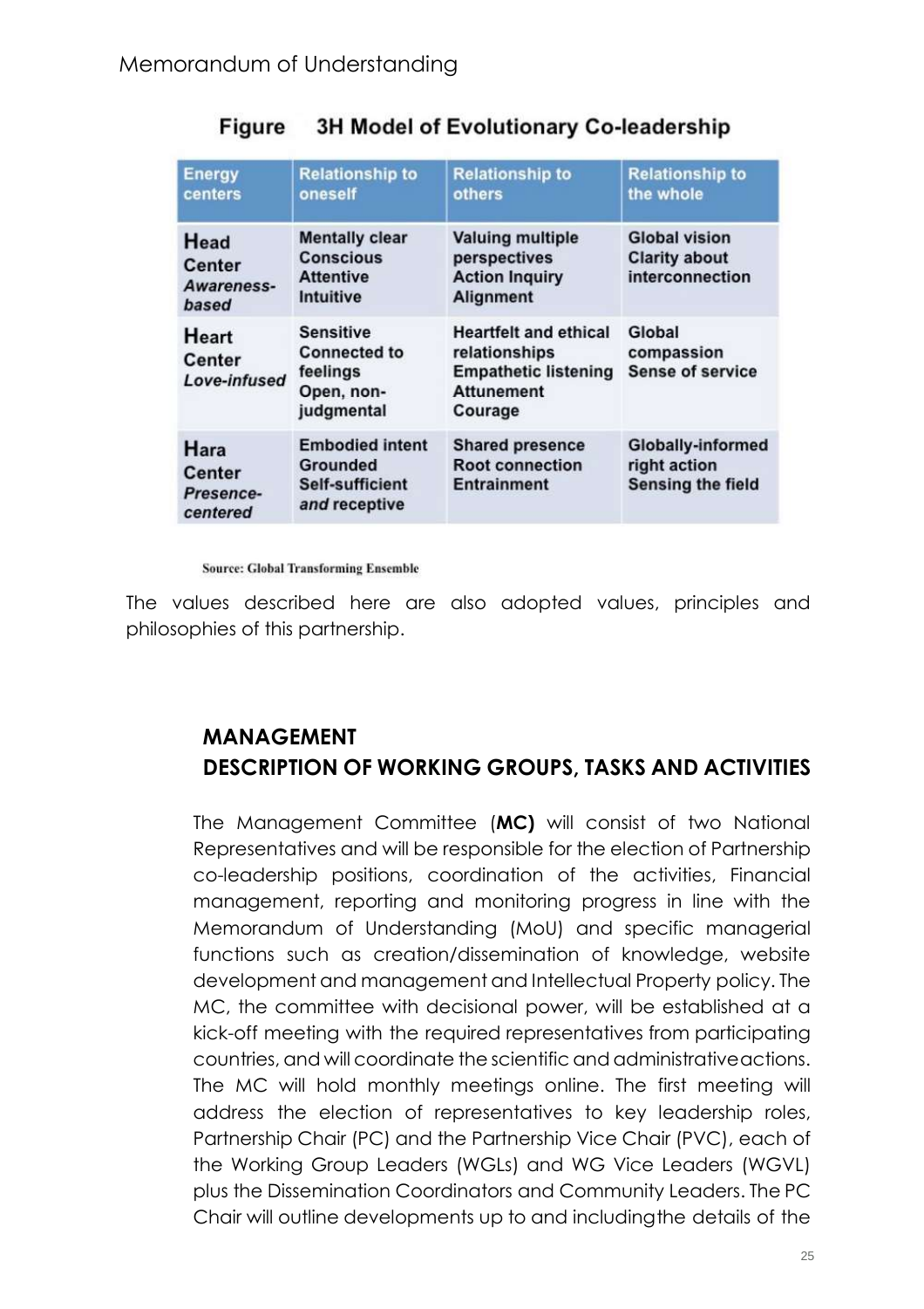**Figure 3H Model of Evolutionary Co-leadership**

| Energy centers | Relationship to oneself | Relationship to others | Relationship to the whole |
|---|---|---|---|
| **Head Center** *Awareness-based* | Mentally clear Conscious Attentive Intuitive | Valuing multiple perspectives Action Inquiry Alignment | Global vision Clarity about interconnection |
| **Heart Center** *Love-infused* | Sensitive Connected to feelings Open, non-judgmental | Heartfelt and ethical relationships Empathetic listening Attunement Courage | Global compassion Sense of service |
| **Hara Center** *Presence-centered* | Embodied intent Grounded Self-sufficient *and* receptive | Shared presence Root connection Entrainment | Globally-informed right action Sensing the field |

**Source: Global Transforming Ensemble**

The values described here are also adopted values, principles and philosophies of this partnership.

## MANAGEMENT

## DESCRIPTION OF WORKING GROUPS, TASKS AND ACTIVITIES

The Management Committee (**MC)** will consist of two National Representatives and will be responsible for the election of Partnership co-leadership positions, coordination of the activities, Financial management, reporting and monitoring progress in line with the Memorandum of Understanding (MoU) and specific managerial functions such as creation/dissemination of knowledge, website development and management and Intellectual Property policy. The MC, the committee with decisional power, will be established at a kick-off meeting with the required representatives from participating countries, and will coordinate the scientific and administrativeactions. The MC will hold monthly meetings online. The first meeting will address the election of representatives to key leadership roles, Partnership Chair (PC) and the Partnership Vice Chair (PVC), each of the Working Group Leaders (WGLs) and WG Vice Leaders (WGVL) plus the Dissemination Coordinators and Community Leaders. The PC Chair will outline developments up to and includingthe details of the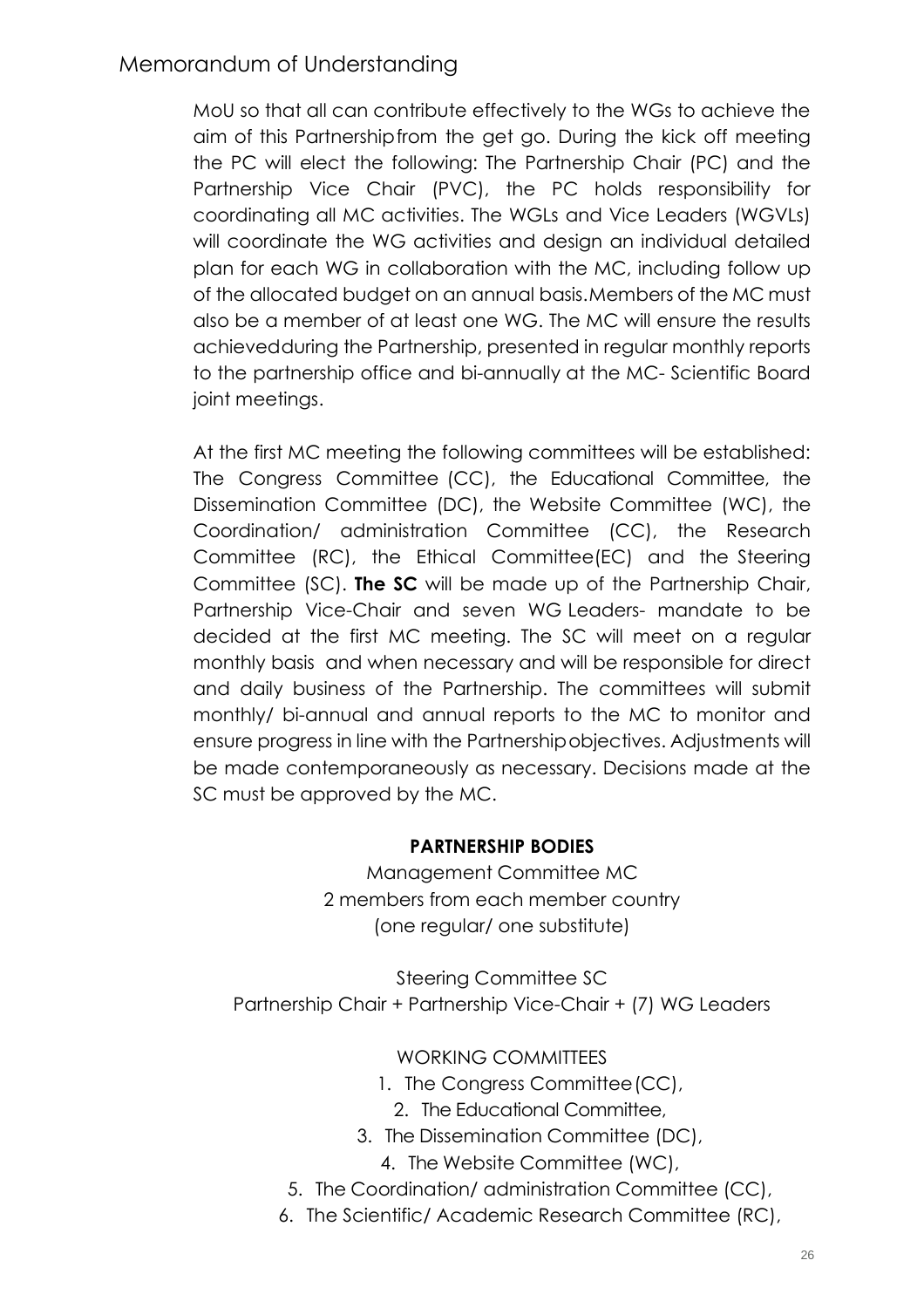MoU so that all can contribute effectively to the WGs to achieve the aim of this Partnershipfrom the get go. During the kick off meeting the PC will elect the following: The Partnership Chair (PC) and the Partnership Vice Chair (PVC), the PC holds responsibility for coordinating all MC activities. The WGLs and Vice Leaders (WGVLs) will coordinate the WG activities and design an individual detailed plan for each WG in collaboration with the MC, including follow up of the allocated budget on an annual basis.Members of the MC must also be a member of at least one WG. The MC will ensure the results achievedduring the Partnership, presented in regular monthly reports to the partnership office and bi-annually at the MC- Scientific Board joint meetings.

At the first MC meeting the following committees will be established: The Congress Committee (CC), the Educational Committee, the Dissemination Committee (DC), the Website Committee (WC), the Coordination/ administration Committee (CC), the Research Committee (RC), the Ethical Committee(EC) and the Steering Committee (SC). **The SC** will be made up of the Partnership Chair, Partnership Vice-Chair and seven WG Leaders- mandate to be decided at the first MC meeting. The SC will meet on a regular monthly basis and when necessary and will be responsible for direct and daily business of the Partnership. The committees will submit monthly/ bi-annual and annual reports to the MC to monitor and ensure progress in line with the Partnershipobjectives. Adjustments will be made contemporaneously as necessary. Decisions made at the SC must be approved by the MC.

**PARTNERSHIP BODIES**

Management Committee MC
2 members from each member country
(one regular/ one substitute)

Steering Committee SC
Partnership Chair + Partnership Vice-Chair + (7) WG Leaders

WORKING COMMITTEES

1. The Congress Committee(CC),
2. The Educational Committee,
3. The Dissemination Committee (DC),
4. The Website Committee (WC),
5. The Coordination/ administration Committee (CC),
6. The Scientific/ Academic Research Committee (RC),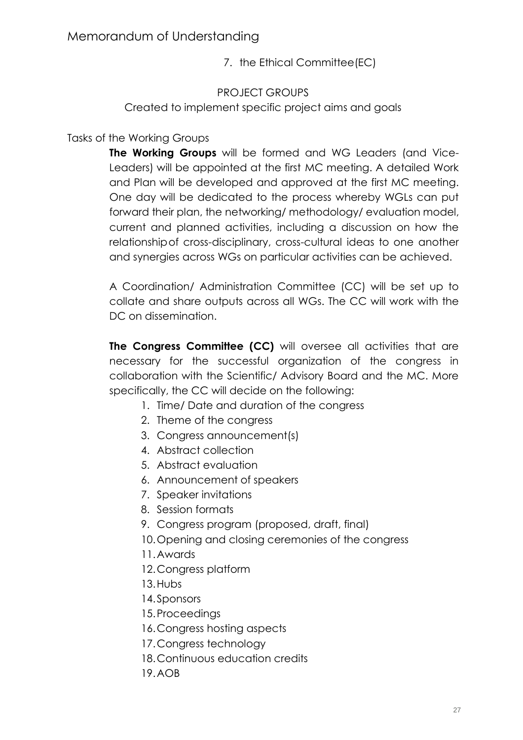7. the Ethical Committee(EC)

PROJECT GROUPS

Created to implement specific project aims and goals

Tasks of the Working Groups

**The Working Groups** will be formed and WG Leaders (and Vice-Leaders) will be appointed at the first MC meeting. A detailed Work and Plan will be developed and approved at the first MC meeting. One day will be dedicated to the process whereby WGLs can put forward their plan, the networking/ methodology/ evaluation model, current and planned activities, including a discussion on how the relationshipof cross-disciplinary, cross-cultural ideas to one another and synergies across WGs on particular activities can be achieved.

A Coordination/ Administration Committee (CC) will be set up to collate and share outputs across all WGs. The CC will work with the DC on dissemination.

**The Congress Committee (CC)** will oversee all activities that are necessary for the successful organization of the congress in collaboration with the Scientific/ Advisory Board and the MC. More specifically, the CC will decide on the following:

1. Time/ Date and duration of the congress
2. Theme of the congress
3. Congress announcement(s)
4. Abstract collection
5. Abstract evaluation
6. Announcement of speakers
7. Speaker invitations
8. Session formats
9. Congress program (proposed, draft, final)
10. Opening and closing ceremonies of the congress
11. Awards
12. Congress platform
13. Hubs
14. Sponsors
15. Proceedings
16. Congress hosting aspects
17. Congress technology
18. Continuous education credits
19. AOB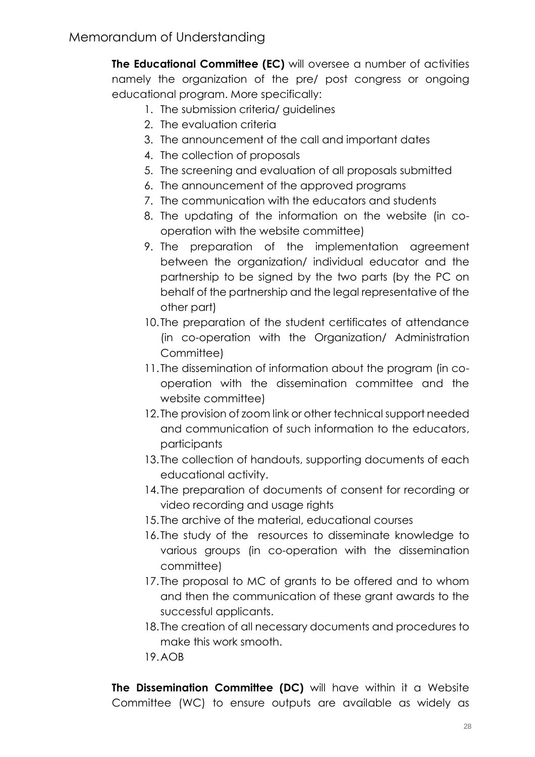**The Educational Committee (EC)** will oversee a number of activities namely the organization of the pre/ post congress or ongoing educational program. More specifically:

1. The submission criteria/ guidelines
2. The evaluation criteria
3. The announcement of the call and important dates
4. The collection of proposals
5. The screening and evaluation of all proposals submitted
6. The announcement of the approved programs
7. The communication with the educators and students
8. The updating of the information on the website (in co-operation with the website committee)
9. The preparation of the implementation agreement between the organization/ individual educator and the partnership to be signed by the two parts (by the PC on behalf of the partnership and the legal representative of the other part)
10. The preparation of the student certificates of attendance (in co-operation with the Organization/ Administration Committee)
11. The dissemination of information about the program (in co-operation with the dissemination committee and the website committee)
12. The provision of zoom link or other technical support needed and communication of such information to the educators, participants
13. The collection of handouts, supporting documents of each educational activity.
14. The preparation of documents of consent for recording or video recording and usage rights
15. The archive of the material, educational courses
16. The study of the resources to disseminate knowledge to various groups (in co-operation with the dissemination committee)
17. The proposal to MC of grants to be offered and to whom and then the communication of these grant awards to the successful applicants.
18. The creation of all necessary documents and procedures to make this work smooth.
19. AOB

**The Dissemination Committee (DC)** will have within it a Website Committee (WC) to ensure outputs are available as widely as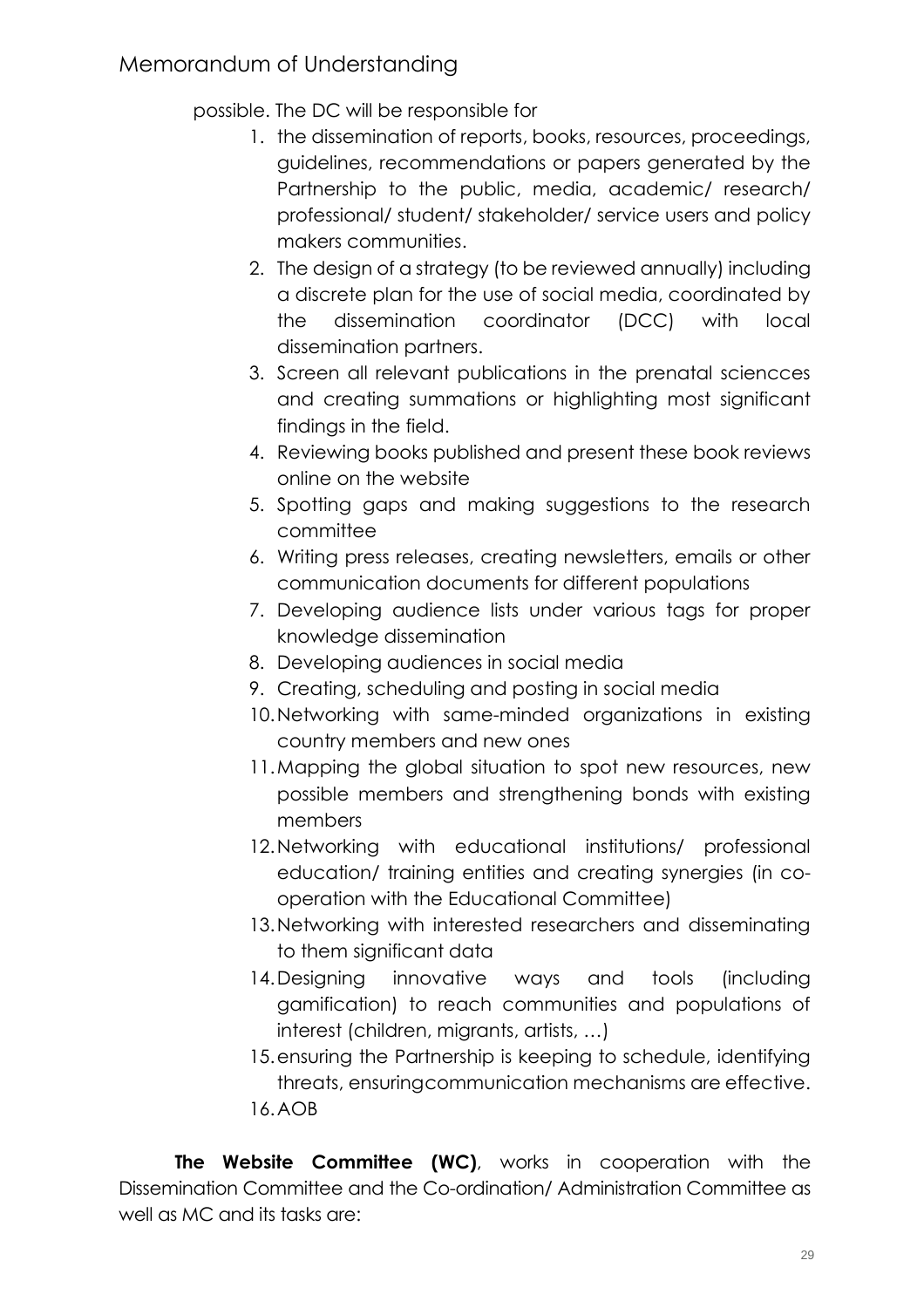possible. The DC will be responsible for

1. the dissemination of reports, books, resources, proceedings, guidelines, recommendations or papers generated by the Partnership to the public, media, academic/ research/ professional/ student/ stakeholder/ service users and policy makers communities.
2. The design of a strategy (to be reviewed annually) including a discrete plan for the use of social media, coordinated by the dissemination coordinator (DCC) with local dissemination partners.
3. Screen all relevant publications in the prenatal sciencces and creating summations or highlighting most significant findings in the field.
4. Reviewing books published and present these book reviews online on the website
5. Spotting gaps and making suggestions to the research committee
6. Writing press releases, creating newsletters, emails or other communication documents for different populations
7. Developing audience lists under various tags for proper knowledge dissemination
8. Developing audiences in social media
9. Creating, scheduling and posting in social media
10. Networking with same-minded organizations in existing country members and new ones
11. Mapping the global situation to spot new resources, new possible members and strengthening bonds with existing members
12. Networking with educational institutions/ professional education/ training entities and creating synergies (in co-operation with the Educational Committee)
13. Networking with interested researchers and disseminating to them significant data
14. Designing innovative ways and tools (including gamification) to reach communities and populations of interest (children, migrants, artists, …)
15. ensuring the Partnership is keeping to schedule, identifying threats, ensuringcommunication mechanisms are effective.
16. AOB

**The Website Committee (WC)**, works in cooperation with the Dissemination Committee and the Co-ordination/ Administration Committee as well as MC and its tasks are: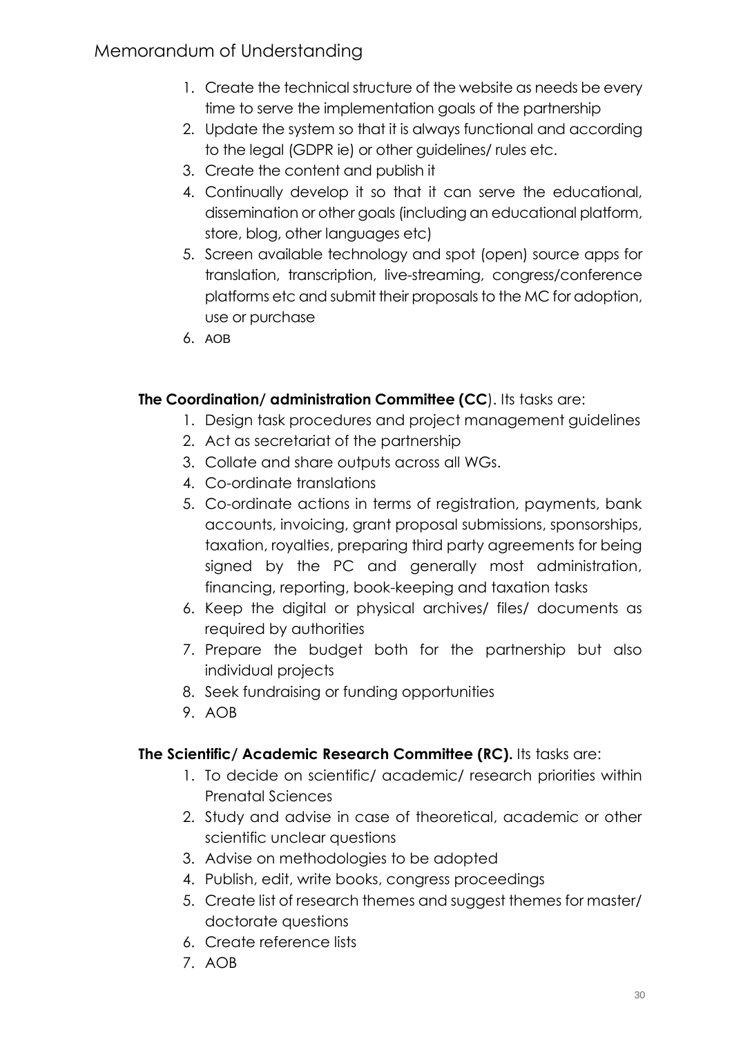1. Create the technical structure of the website as needs be every time to serve the implementation goals of the partnership
2. Update the system so that it is always functional and according to the legal (GDPR ie) or other guidelines/ rules etc.
3. Create the content and publish it
4. Continually develop it so that it can serve the educational, dissemination or other goals (including an educational platform, store, blog, other languages etc)
5. Screen available technology and spot (open) source apps for translation, transcription, live-streaming, congress/conference platforms etc and submit their proposals to the MC for adoption, use or purchase
6. AOB

**The Coordination/ administration Committee (CC**). Its tasks are:

1. Design task procedures and project management guidelines
2. Act as secretariat of the partnership
3. Collate and share outputs across all WGs.
4. Co-ordinate translations
5. Co-ordinate actions in terms of registration, payments, bank accounts, invoicing, grant proposal submissions, sponsorships, taxation, royalties, preparing third party agreements for being signed by the PC and generally most administration, financing, reporting, book-keeping and taxation tasks
6. Keep the digital or physical archives/ files/ documents as required by authorities
7. Prepare the budget both for the partnership but also individual projects
8. Seek fundraising or funding opportunities
9. AOB

**The Scientific/ Academic Research Committee (RC).** Its tasks are:

1. To decide on scientific/ academic/ research priorities within Prenatal Sciences
2. Study and advise in case of theoretical, academic or other scientific unclear questions
3. Advise on methodologies to be adopted
4. Publish, edit, write books, congress proceedings
5. Create list of research themes and suggest themes for master/ doctorate questions
6. Create reference lists
7. AOB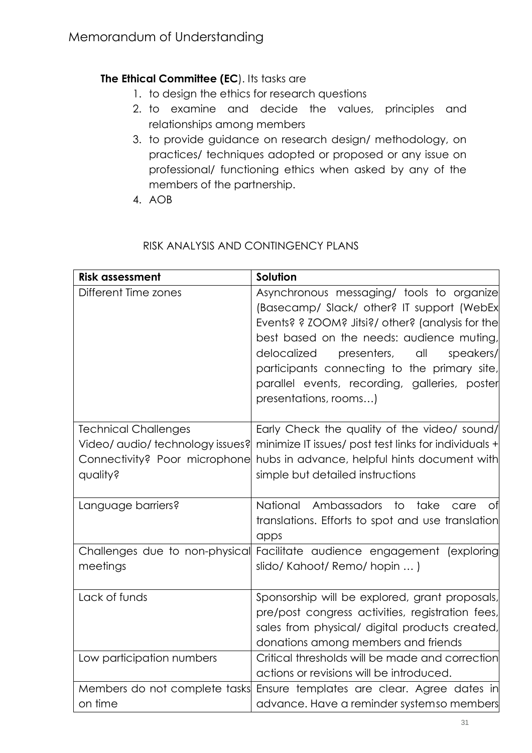**The Ethical Committee (EC**). Its tasks are

1. to design the ethics for research questions
2. to examine and decide the values, principles and relationships among members
3. to provide guidance on research design/ methodology, on practices/ techniques adopted or proposed or any issue on professional/ functioning ethics when asked by any of the members of the partnership.
4. AOB

RISK ANALYSIS AND CONTINGENCY PLANS

| **Risk assessment** | **Solution** |
| --- | --- |
| Different Time zones | Asynchronous messaging/ tools to organize (Basecamp/ Slack/ other? IT support (WebEx Events? ? ZOOM? Jitsi?/ other? (analysis for the best based on the needs: audience muting, delocalized presenters, all speakers/ participants connecting to the primary site, parallel events, recording, galleries, poster presentations, rooms…) |
| Technical Challenges Video/ audio/ technology issues? Connectivity? Poor microphone quality? | Early Check the quality of the video/ sound/ minimize IT issues/ post test links for individuals + hubs in advance, helpful hints document with simple but detailed instructions |
| Language barriers? | National Ambassadors to take care of translations. Efforts to spot and use translation apps |
| Challenges due to non-physical meetings | Facilitate audience engagement (exploring slido/ Kahoot/ Remo/ hopin … ) |
| Lack of funds | Sponsorship will be explored, grant proposals, pre/post congress activities, registration fees, sales from physical/ digital products created, donations among members and friends |
| Low participation numbers | Critical thresholds will be made and correction actions or revisions will be introduced. |
| Members do not complete tasks on time | Ensure templates are clear. Agree dates in advance. Have a reminder systemso members |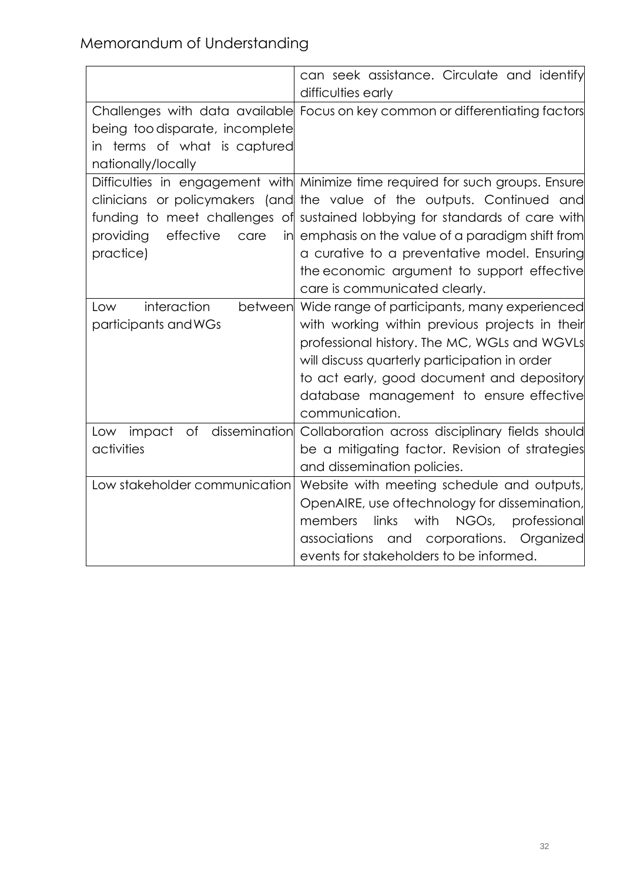| | |
|---|---|
| | can seek assistance. Circulate and identify difficulties early |
| Challenges with data available being too disparate, incomplete in terms of what is captured nationally/locally | Focus on key common or differentiating factors |
| Difficulties in engagement with clinicians or policymakers (and funding to meet challenges of providing effective care in practice) | Minimize time required for such groups. Ensure the value of the outputs. Continued and sustained lobbying for standards of care with emphasis on the value of a paradigm shift from a curative to a preventative model. Ensuring the economic argument to support effective care is communicated clearly. |
| Low interaction between participants and WGs | Wide range of participants, many experienced with working within previous projects in their professional history. The MC, WGLs and WGVLs will discuss quarterly participation in order to act early, good document and depository database management to ensure effective communication. |
| Low impact of dissemination activities | Collaboration across disciplinary fields should be a mitigating factor. Revision of strategies and dissemination policies. |
| Low stakeholder communication | Website with meeting schedule and outputs, OpenAIRE, use of technology for dissemination, members links with NGOs, professional associations and corporations. Organized events for stakeholders to be informed. |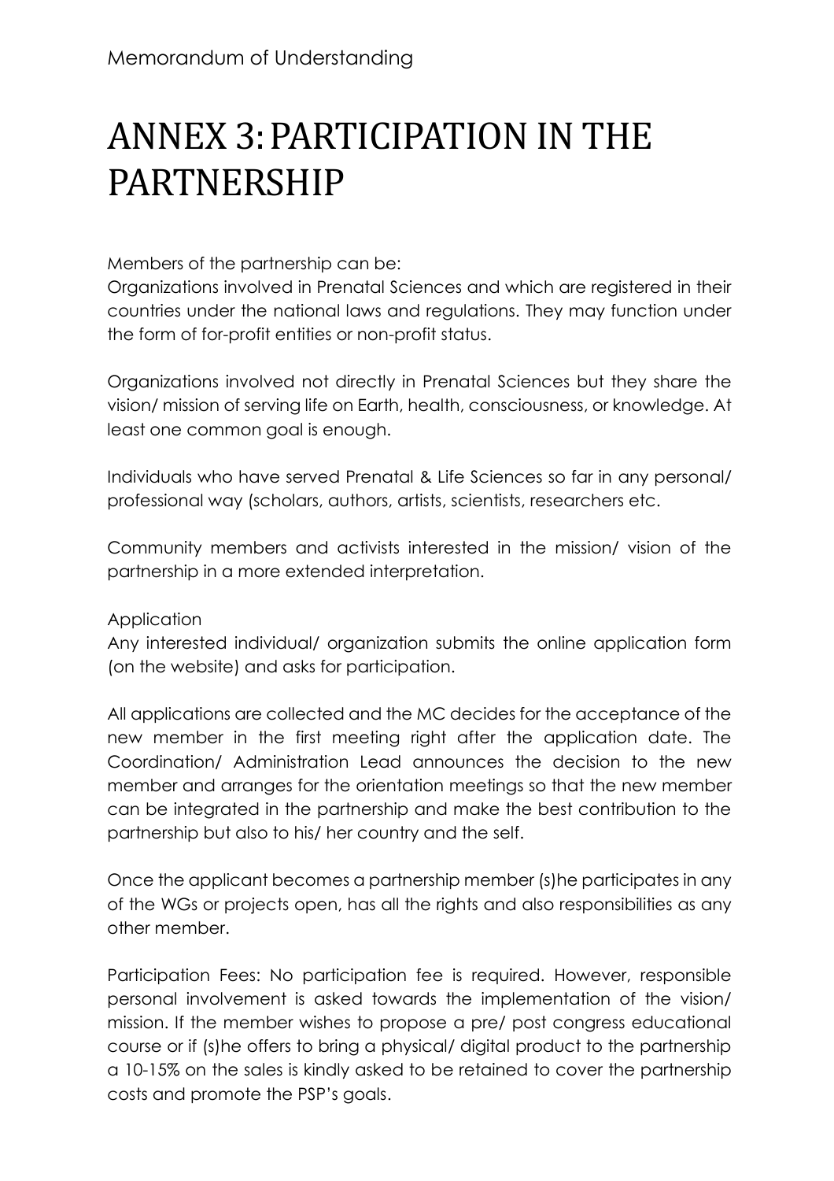# ANNEX 3: PARTICIPATION IN THE PARTNERSHIP

Members of the partnership can be:
Organizations involved in Prenatal Sciences and which are registered in their countries under the national laws and regulations. They may function under the form of for-profit entities or non-profit status.

Organizations involved not directly in Prenatal Sciences but they share the vision/ mission of serving life on Earth, health, consciousness, or knowledge. At least one common goal is enough.

Individuals who have served Prenatal & Life Sciences so far in any personal/ professional way (scholars, authors, artists, scientists, researchers etc.

Community members and activists interested in the mission/ vision of the partnership in a more extended interpretation.

Application
Any interested individual/ organization submits the online application form (on the website) and asks for participation.

All applications are collected and the MC decides for the acceptance of the new member in the first meeting right after the application date. The Coordination/ Administration Lead announces the decision to the new member and arranges for the orientation meetings so that the new member can be integrated in the partnership and make the best contribution to the partnership but also to his/ her country and the self.

Once the applicant becomes a partnership member (s)he participates in any of the WGs or projects open, has all the rights and also responsibilities as any other member.

Participation Fees: No participation fee is required. However, responsible personal involvement is asked towards the implementation of the vision/ mission. If the member wishes to propose a pre/ post congress educational course or if (s)he offers to bring a physical/ digital product to the partnership a 10-15% on the sales is kindly asked to be retained to cover the partnership costs and promote the PSP's goals.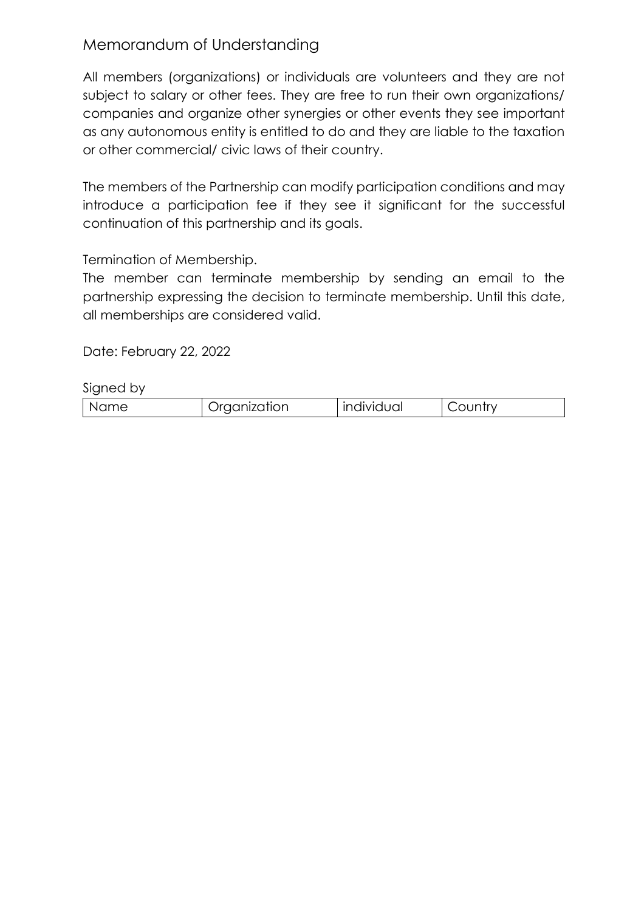# Memorandum of Understanding

All members (organizations) or individuals are volunteers and they are not subject to salary or other fees. They are free to run their own organizations/ companies and organize other synergies or other events they see important as any autonomous entity is entitled to do and they are liable to the taxation or other commercial/ civic laws of their country.

The members of the Partnership can modify participation conditions and may introduce a participation fee if they see it significant for the successful continuation of this partnership and its goals.

Termination of Membership.

The member can terminate membership by sending an email to the partnership expressing the decision to terminate membership. Until this date, all memberships are considered valid.

Date: February 22, 2022

Signed by

| Name | Organization | individual | Country |
| --- | --- | --- | --- |